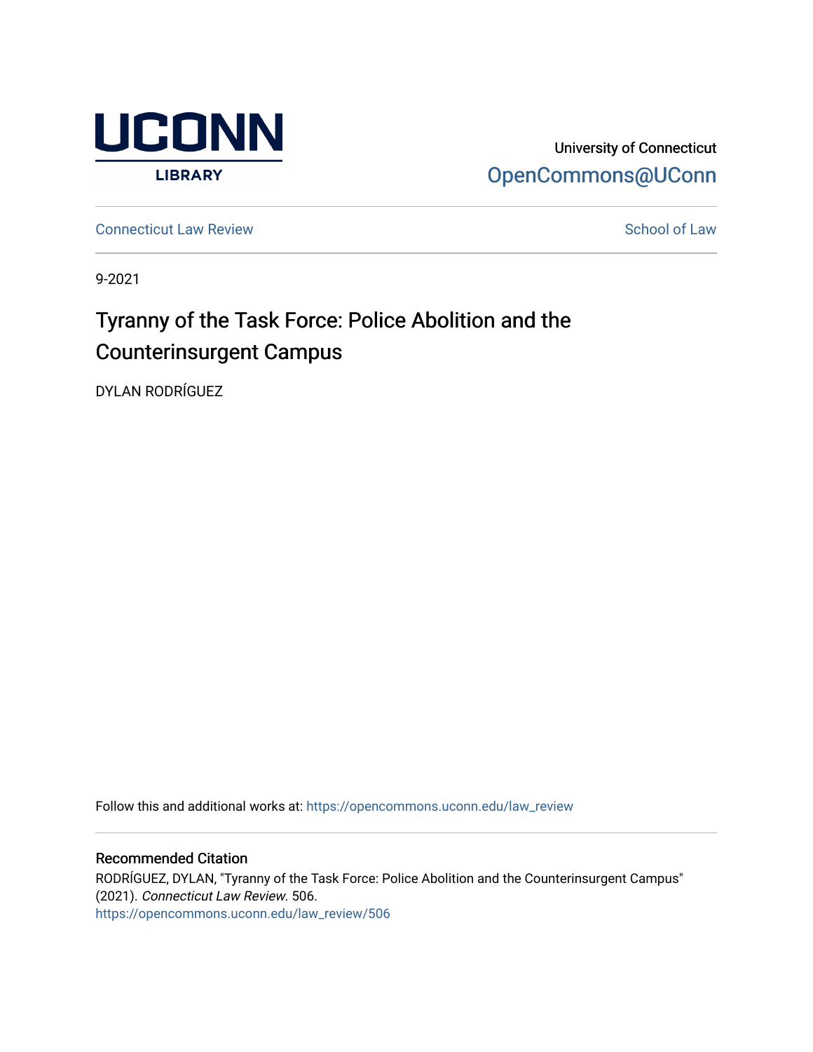University of Connecticut
OpenCommons@UConn

Connecticut Law Review

School of Law

9-2021

# Tyranny of the Task Force: Police Abolition and the Counterinsurgent Campus

DYLAN RODRÍGUEZ

Follow this and additional works at: https://opencommons.uconn.edu/law_review

## Recommended Citation

RODRÍGUEZ, DYLAN, "Tyranny of the Task Force: Police Abolition and the Counterinsurgent Campus" (2021). *Connecticut Law Review*. 506.
https://opencommons.uconn.edu/law_review/506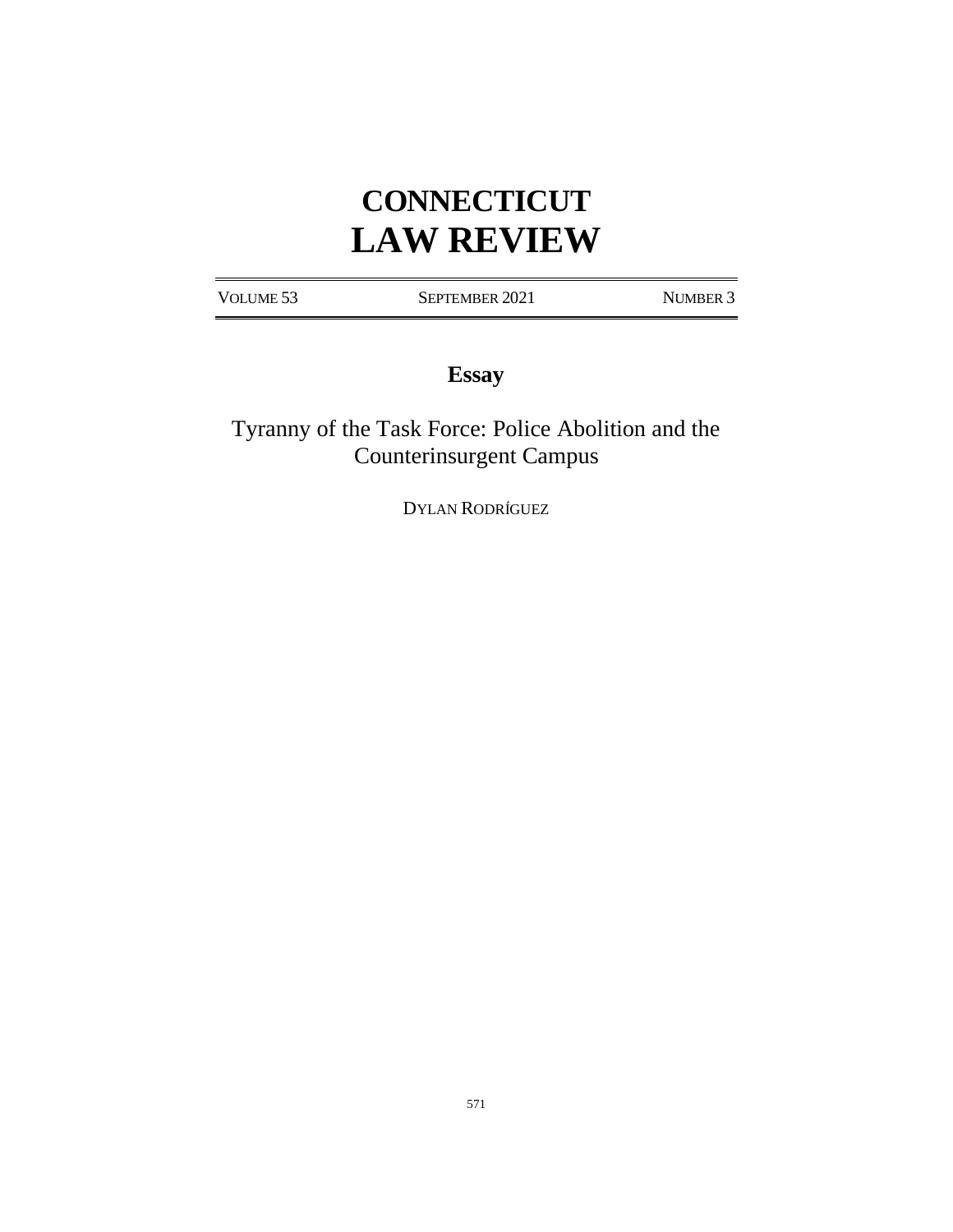# CONNECTICUT LAW REVIEW

VOLUME 53 SEPTEMBER 2021 NUMBER 3

## Essay

### Tyranny of the Task Force: Police Abolition and the Counterinsurgent Campus

DYLAN RODRÍGUEZ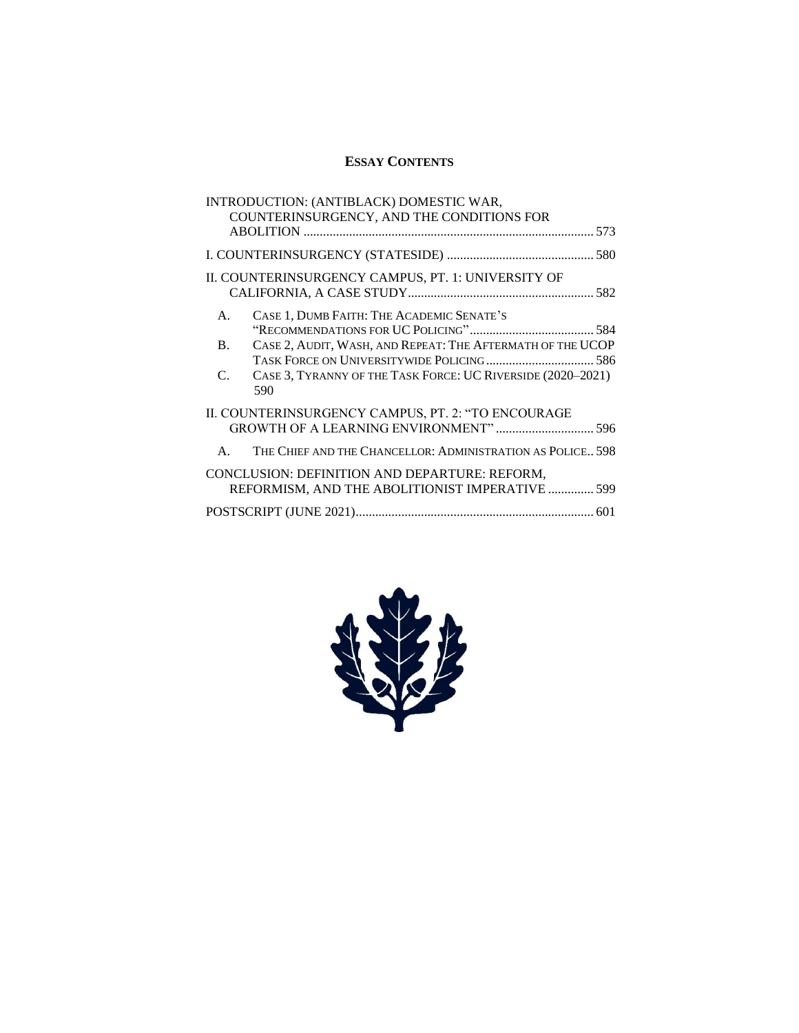# ESSAY CONTENTS

INTRODUCTION: (ANTIBLACK) DOMESTIC WAR, COUNTERINSURGENCY, AND THE CONDITIONS FOR ABOLITION ........ 573

I. COUNTERINSURGENCY (STATESIDE) ........ 580

II. COUNTERINSURGENCY CAMPUS, PT. 1: UNIVERSITY OF CALIFORNIA, A CASE STUDY ........ 582

- A. CASE 1, DUMB FAITH: THE ACADEMIC SENATE'S "RECOMMENDATIONS FOR UC POLICING" ........ 584
- B. CASE 2, AUDIT, WASH, AND REPEAT: THE AFTERMATH OF THE UCOP TASK FORCE ON UNIVERSITYWIDE POLICING ........ 586
- C. CASE 3, TYRANNY OF THE TASK FORCE: UC RIVERSIDE (2020–2021) 590

II. COUNTERINSURGENCY CAMPUS, PT. 2: "TO ENCOURAGE GROWTH OF A LEARNING ENVIRONMENT" ........ 596

- A. THE CHIEF AND THE CHANCELLOR: ADMINISTRATION AS POLICE.. 598

CONCLUSION: DEFINITION AND DEPARTURE: REFORM, REFORMISM, AND THE ABOLITIONIST IMPERATIVE ........ 599

POSTSCRIPT (JUNE 2021) ........ 601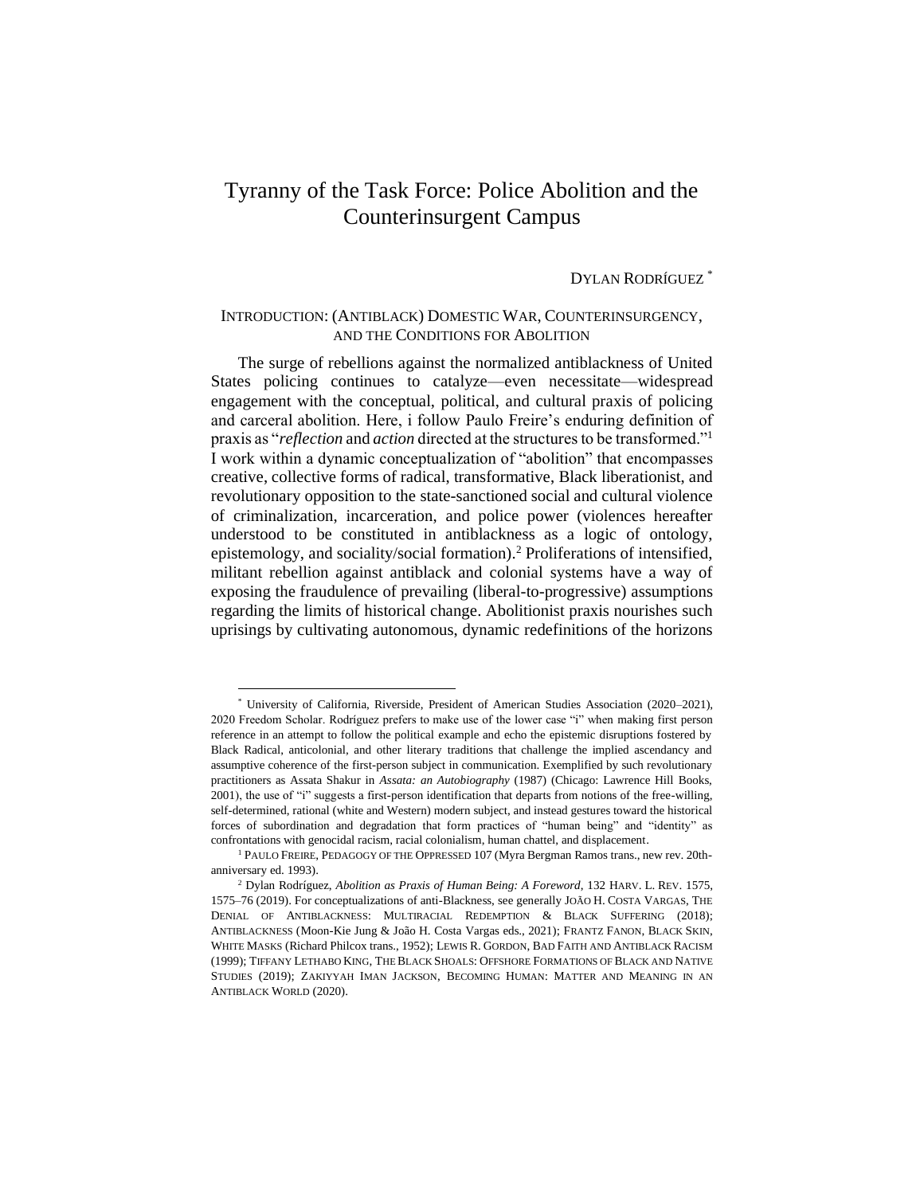# Tyranny of the Task Force: Police Abolition and the Counterinsurgent Campus

DYLAN RODRÍGUEZ [*]

## INTRODUCTION: (ANTIBLACK) DOMESTIC WAR, COUNTERINSURGENCY, AND THE CONDITIONS FOR ABOLITION

The surge of rebellions against the normalized antiblackness of United States policing continues to catalyze—even necessitate—widespread engagement with the conceptual, political, and cultural praxis of policing and carceral abolition. Here, i follow Paulo Freire's enduring definition of praxis as "*reflection* and *action* directed at the structures to be transformed."[1] I work within a dynamic conceptualization of "abolition" that encompasses creative, collective forms of radical, transformative, Black liberationist, and revolutionary opposition to the state-sanctioned social and cultural violence of criminalization, incarceration, and police power (violences hereafter understood to be constituted in antiblackness as a logic of ontology, epistemology, and sociality/social formation).[2] Proliferations of intensified, militant rebellion against antiblack and colonial systems have a way of exposing the fraudulence of prevailing (liberal-to-progressive) assumptions regarding the limits of historical change. Abolitionist praxis nourishes such uprisings by cultivating autonomous, dynamic redefinitions of the horizons

---

[*] University of California, Riverside, President of American Studies Association (2020–2021), 2020 Freedom Scholar. Rodríguez prefers to make use of the lower case "i" when making first person reference in an attempt to follow the political example and echo the epistemic disruptions fostered by Black Radical, anticolonial, and other literary traditions that challenge the implied ascendancy and assumptive coherence of the first-person subject in communication. Exemplified by such revolutionary practitioners as Assata Shakur in *Assata: an Autobiography* (1987) (Chicago: Lawrence Hill Books, 2001), the use of "i" suggests a first-person identification that departs from notions of the free-willing, self-determined, rational (white and Western) modern subject, and instead gestures toward the historical forces of subordination and degradation that form practices of "human being" and "identity" as confrontations with genocidal racism, racial colonialism, human chattel, and displacement.

[1] PAULO FREIRE, PEDAGOGY OF THE OPPRESSED 107 (Myra Bergman Ramos trans., new rev. 20th-anniversary ed. 1993).

[2] Dylan Rodríguez, *Abolition as Praxis of Human Being: A Foreword*, 132 HARV. L. REV. 1575, 1575–76 (2019). For conceptualizations of anti-Blackness, see generally JOÃO H. COSTA VARGAS, THE DENIAL OF ANTIBLACKNESS: MULTIRACIAL REDEMPTION & BLACK SUFFERING (2018); ANTIBLACKNESS (Moon-Kie Jung & João H. Costa Vargas eds., 2021); FRANTZ FANON, BLACK SKIN, WHITE MASKS (Richard Philcox trans., 1952); LEWIS R. GORDON, BAD FAITH AND ANTIBLACK RACISM (1999); TIFFANY LETHABO KING, THE BLACK SHOALS: OFFSHORE FORMATIONS OF BLACK AND NATIVE STUDIES (2019); ZAKIYYAH IMAN JACKSON, BECOMING HUMAN: MATTER AND MEANING IN AN ANTIBLACK WORLD (2020).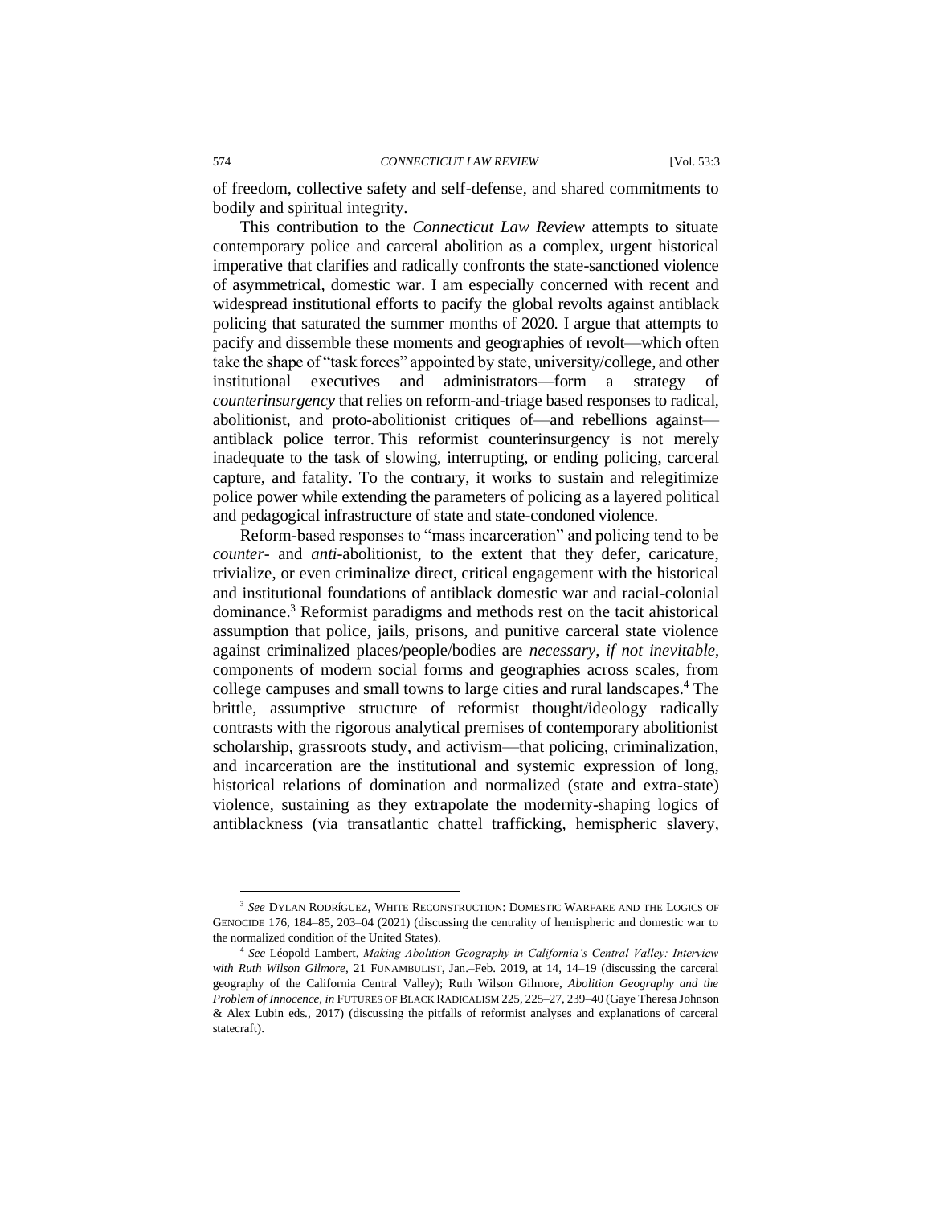of freedom, collective safety and self-defense, and shared commitments to bodily and spiritual integrity.

This contribution to the *Connecticut Law Review* attempts to situate contemporary police and carceral abolition as a complex, urgent historical imperative that clarifies and radically confronts the state-sanctioned violence of asymmetrical, domestic war. I am especially concerned with recent and widespread institutional efforts to pacify the global revolts against antiblack policing that saturated the summer months of 2020. I argue that attempts to pacify and dissemble these moments and geographies of revolt—which often take the shape of "task forces" appointed by state, university/college, and other institutional executives and administrators—form a strategy of *counterinsurgency* that relies on reform-and-triage based responses to radical, abolitionist, and proto-abolitionist critiques of—and rebellions against—antiblack police terror. This reformist counterinsurgency is not merely inadequate to the task of slowing, interrupting, or ending policing, carceral capture, and fatality. To the contrary, it works to sustain and relegitimize police power while extending the parameters of policing as a layered political and pedagogical infrastructure of state and state-condoned violence.

Reform-based responses to "mass incarceration" and policing tend to be *counter*- and *anti*-abolitionist, to the extent that they defer, caricature, trivialize, or even criminalize direct, critical engagement with the historical and institutional foundations of antiblack domestic war and racial-colonial dominance.[3] Reformist paradigms and methods rest on the tacit ahistorical assumption that police, jails, prisons, and punitive carceral state violence against criminalized places/people/bodies are *necessary*, *if not inevitable*, components of modern social forms and geographies across scales, from college campuses and small towns to large cities and rural landscapes.[4] The brittle, assumptive structure of reformist thought/ideology radically contrasts with the rigorous analytical premises of contemporary abolitionist scholarship, grassroots study, and activism—that policing, criminalization, and incarceration are the institutional and systemic expression of long, historical relations of domination and normalized (state and extra-state) violence, sustaining as they extrapolate the modernity-shaping logics of antiblackness (via transatlantic chattel trafficking, hemispheric slavery,

---

[3] *See* DYLAN RODRÍGUEZ, WHITE RECONSTRUCTION: DOMESTIC WARFARE AND THE LOGICS OF GENOCIDE 176, 184–85, 203–04 (2021) (discussing the centrality of hemispheric and domestic war to the normalized condition of the United States).

[4] *See* Léopold Lambert, *Making Abolition Geography in California's Central Valley: Interview with Ruth Wilson Gilmore*, 21 FUNAMBULIST, Jan.–Feb. 2019, at 14, 14–19 (discussing the carceral geography of the California Central Valley); Ruth Wilson Gilmore, *Abolition Geography and the Problem of Innocence*, *in* FUTURES OF BLACK RADICALISM 225, 225–27, 239–40 (Gaye Theresa Johnson & Alex Lubin eds., 2017) (discussing the pitfalls of reformist analyses and explanations of carceral statecraft).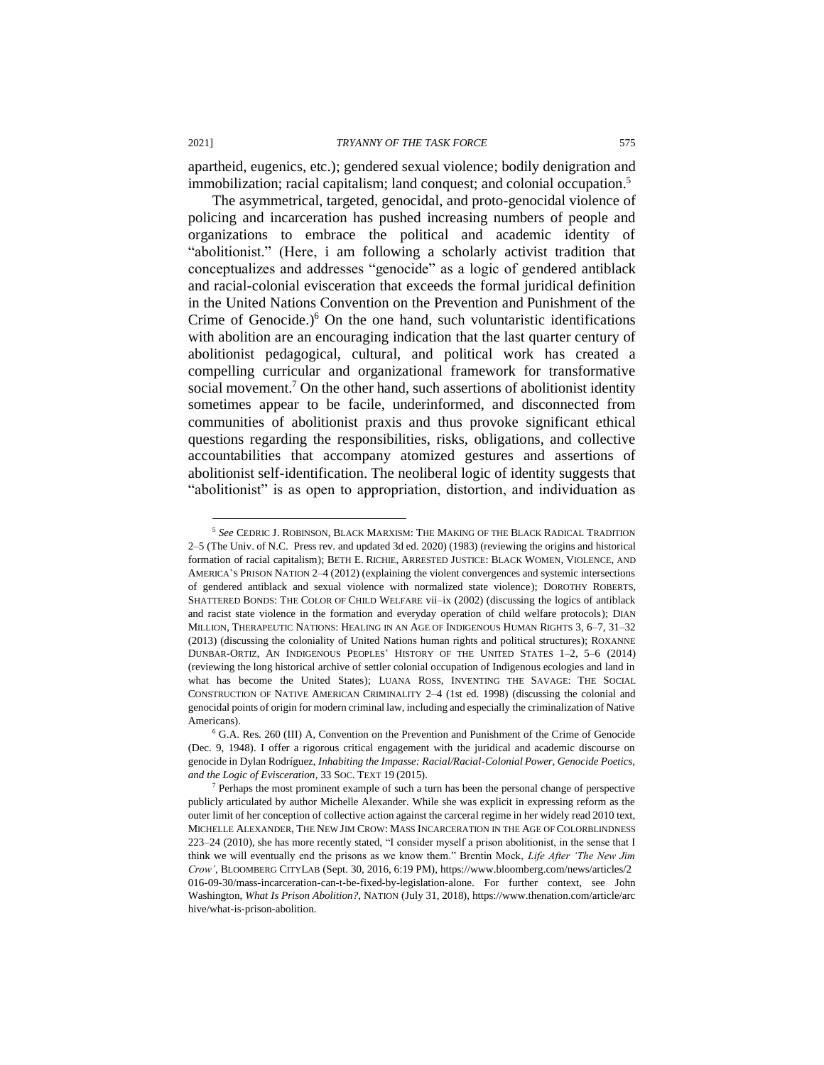apartheid, eugenics, etc.); gendered sexual violence; bodily denigration and immobilization; racial capitalism; land conquest; and colonial occupation.[5]

The asymmetrical, targeted, genocidal, and proto-genocidal violence of policing and incarceration has pushed increasing numbers of people and organizations to embrace the political and academic identity of "abolitionist." (Here, i am following a scholarly activist tradition that conceptualizes and addresses "genocide" as a logic of gendered antiblack and racial-colonial evisceration that exceeds the formal juridical definition in the United Nations Convention on the Prevention and Punishment of the Crime of Genocide.)[6] On the one hand, such voluntaristic identifications with abolition are an encouraging indication that the last quarter century of abolitionist pedagogical, cultural, and political work has created a compelling curricular and organizational framework for transformative social movement.[7] On the other hand, such assertions of abolitionist identity sometimes appear to be facile, underinformed, and disconnected from communities of abolitionist praxis and thus provoke significant ethical questions regarding the responsibilities, risks, obligations, and collective accountabilities that accompany atomized gestures and assertions of abolitionist self-identification. The neoliberal logic of identity suggests that "abolitionist" is as open to appropriation, distortion, and individuation as

---

[5] *See* CEDRIC J. ROBINSON, BLACK MARXISM: THE MAKING OF THE BLACK RADICAL TRADITION 2–5 (The Univ. of N.C. Press rev. and updated 3d ed. 2020) (1983) (reviewing the origins and historical formation of racial capitalism); BETH E. RICHIE, ARRESTED JUSTICE: BLACK WOMEN, VIOLENCE, AND AMERICA'S PRISON NATION 2–4 (2012) (explaining the violent convergences and systemic intersections of gendered antiblack and sexual violence with normalized state violence); DOROTHY ROBERTS, SHATTERED BONDS: THE COLOR OF CHILD WELFARE vii–ix (2002) (discussing the logics of antiblack and racist state violence in the formation and everyday operation of child welfare protocols); DIAN MILLION, THERAPEUTIC NATIONS: HEALING IN AN AGE OF INDIGENOUS HUMAN RIGHTS 3, 6–7, 31–32 (2013) (discussing the coloniality of United Nations human rights and political structures); ROXANNE DUNBAR-ORTIZ, AN INDIGENOUS PEOPLES' HISTORY OF THE UNITED STATES 1–2, 5–6 (2014) (reviewing the long historical archive of settler colonial occupation of Indigenous ecologies and land in what has become the United States); LUANA ROSS, INVENTING THE SAVAGE: THE SOCIAL CONSTRUCTION OF NATIVE AMERICAN CRIMINALITY 2–4 (1st ed. 1998) (discussing the colonial and genocidal points of origin for modern criminal law, including and especially the criminalization of Native Americans).

[6] G.A. Res. 260 (III) A, Convention on the Prevention and Punishment of the Crime of Genocide (Dec. 9, 1948). I offer a rigorous critical engagement with the juridical and academic discourse on genocide in Dylan Rodríguez, *Inhabiting the Impasse: Racial/Racial-Colonial Power, Genocide Poetics, and the Logic of Evisceration*, 33 SOC. TEXT 19 (2015).

[7] Perhaps the most prominent example of such a turn has been the personal change of perspective publicly articulated by author Michelle Alexander. While she was explicit in expressing reform as the outer limit of her conception of collective action against the carceral regime in her widely read 2010 text, MICHELLE ALEXANDER, THE NEW JIM CROW: MASS INCARCERATION IN THE AGE OF COLORBLINDNESS 223–24 (2010), she has more recently stated, "I consider myself a prison abolitionist, in the sense that I think we will eventually end the prisons as we know them." Brentin Mock, *Life After 'The New Jim Crow'*, BLOOMBERG CITYLAB (Sept. 30, 2016, 6:19 PM), https://www.bloomberg.com/news/articles/2016-09-30/mass-incarceration-can-t-be-fixed-by-legislation-alone. For further context, see John Washington, *What Is Prison Abolition?*, NATION (July 31, 2018), https://www.thenation.com/article/archive/what-is-prison-abolition.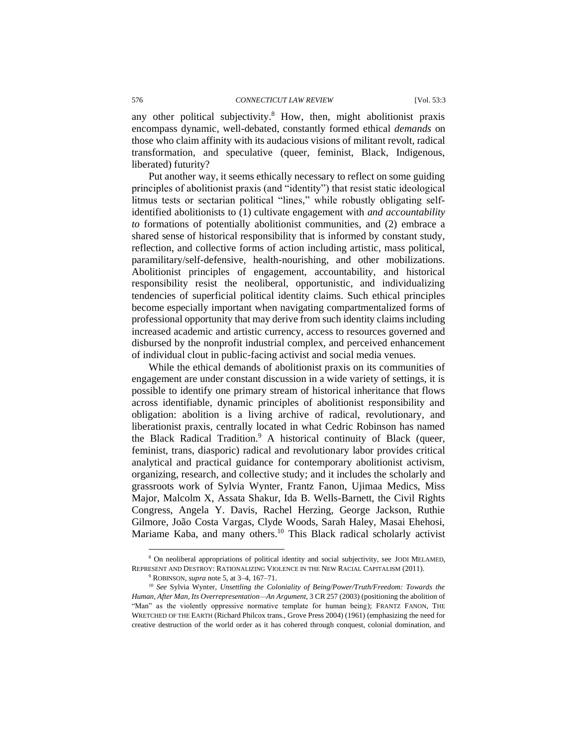any other political subjectivity.[8] How, then, might abolitionist praxis encompass dynamic, well-debated, constantly formed ethical *demands* on those who claim affinity with its audacious visions of militant revolt, radical transformation, and speculative (queer, feminist, Black, Indigenous, liberated) futurity?

Put another way, it seems ethically necessary to reflect on some guiding principles of abolitionist praxis (and "identity") that resist static ideological litmus tests or sectarian political "lines," while robustly obligating self-identified abolitionists to (1) cultivate engagement with *and accountability to* formations of potentially abolitionist communities, and (2) embrace a shared sense of historical responsibility that is informed by constant study, reflection, and collective forms of action including artistic, mass political, paramilitary/self-defensive, health-nourishing, and other mobilizations. Abolitionist principles of engagement, accountability, and historical responsibility resist the neoliberal, opportunistic, and individualizing tendencies of superficial political identity claims. Such ethical principles become especially important when navigating compartmentalized forms of professional opportunity that may derive from such identity claims including increased academic and artistic currency, access to resources governed and disbursed by the nonprofit industrial complex, and perceived enhancement of individual clout in public-facing activist and social media venues.

While the ethical demands of abolitionist praxis on its communities of engagement are under constant discussion in a wide variety of settings, it is possible to identify one primary stream of historical inheritance that flows across identifiable, dynamic principles of abolitionist responsibility and obligation: abolition is a living archive of radical, revolutionary, and liberationist praxis, centrally located in what Cedric Robinson has named the Black Radical Tradition.[9] A historical continuity of Black (queer, feminist, trans, diasporic) radical and revolutionary labor provides critical analytical and practical guidance for contemporary abolitionist activism, organizing, research, and collective study; and it includes the scholarly and grassroots work of Sylvia Wynter, Frantz Fanon, Ujimaa Medics, Miss Major, Malcolm X, Assata Shakur, Ida B. Wells-Barnett, the Civil Rights Congress, Angela Y. Davis, Rachel Herzing, George Jackson, Ruthie Gilmore, João Costa Vargas, Clyde Woods, Sarah Haley, Masai Ehehosi, Mariame Kaba, and many others.[10] This Black radical scholarly activist

---

[8] On neoliberal appropriations of political identity and social subjectivity, see JODI MELAMED, REPRESENT AND DESTROY: RATIONALIZING VIOLENCE IN THE NEW RACIAL CAPITALISM (2011).

[9] ROBINSON, *supra* note 5, at 3–4, 167–71.

[10] *See* Sylvia Wynter, *Unsettling the Coloniality of Being/Power/Truth/Freedom: Towards the Human, After Man, Its Overrepresentation—An Argument*, 3 CR 257 (2003) (positioning the abolition of "Man" as the violently oppressive normative template for human being); FRANTZ FANON, THE WRETCHED OF THE EARTH (Richard Philcox trans., Grove Press 2004) (1961) (emphasizing the need for creative destruction of the world order as it has cohered through conquest, colonial domination, and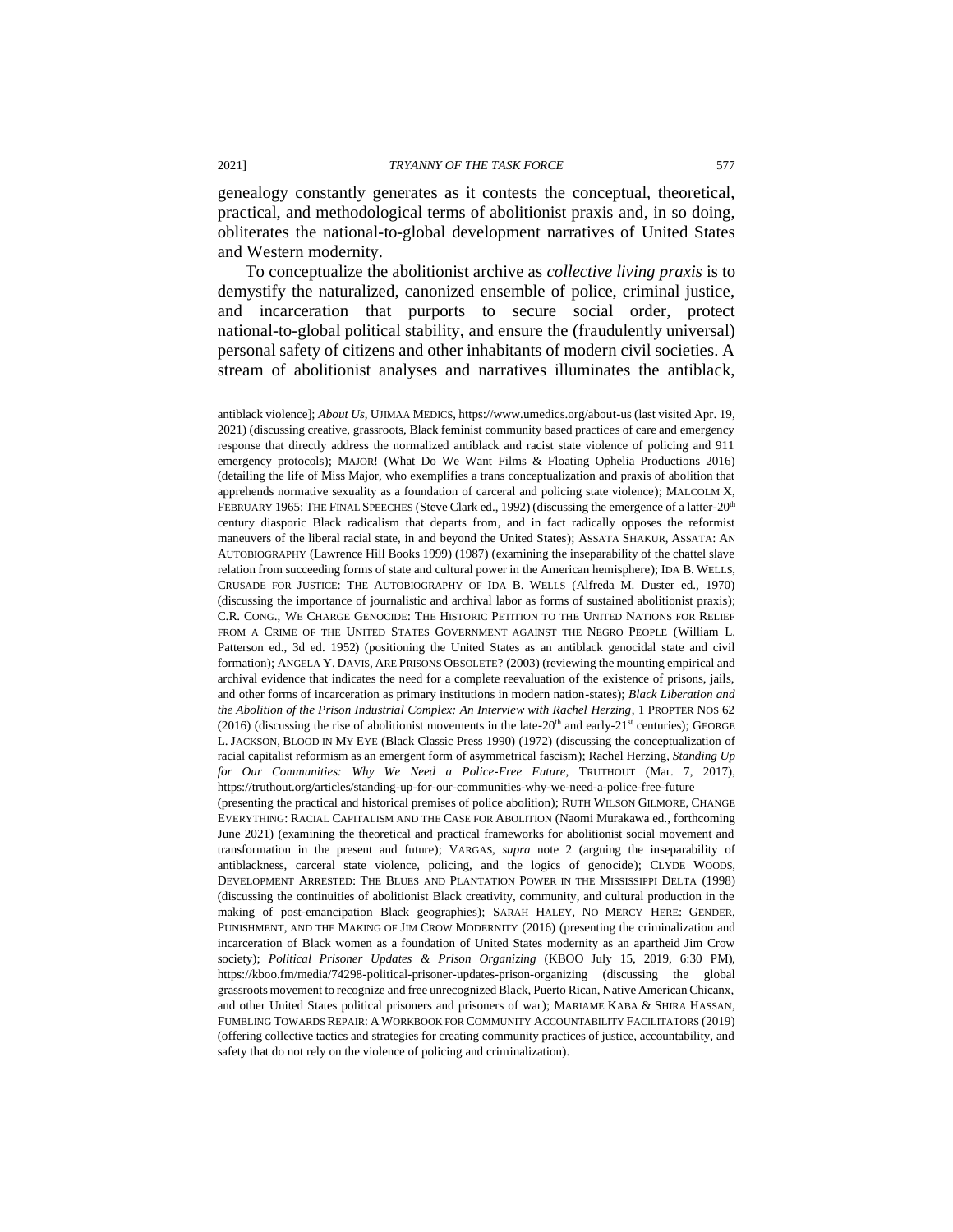genealogy constantly generates as it contests the conceptual, theoretical, practical, and methodological terms of abolitionist praxis and, in so doing, obliterates the national-to-global development narratives of United States and Western modernity.

To conceptualize the abolitionist archive as *collective living praxis* is to demystify the naturalized, canonized ensemble of police, criminal justice, and incarceration that purports to secure social order, protect national-to-global political stability, and ensure the (fraudulently universal) personal safety of citizens and other inhabitants of modern civil societies. A stream of abolitionist analyses and narratives illuminates the antiblack,

---

antiblack violence]; *About Us*, UJIMAA MEDICS, https://www.umedics.org/about-us (last visited Apr. 19, 2021) (discussing creative, grassroots, Black feminist community based practices of care and emergency response that directly address the normalized antiblack and racist state violence of policing and 911 emergency protocols); MAJOR! (What Do We Want Films & Floating Ophelia Productions 2016) (detailing the life of Miss Major, who exemplifies a trans conceptualization and praxis of abolition that apprehends normative sexuality as a foundation of carceral and policing state violence); MALCOLM X, FEBRUARY 1965: THE FINAL SPEECHES (Steve Clark ed., 1992) (discussing the emergence of a latter-20th century diasporic Black radicalism that departs from, and in fact radically opposes the reformist maneuvers of the liberal racial state, in and beyond the United States); ASSATA SHAKUR, ASSATA: AN AUTOBIOGRAPHY (Lawrence Hill Books 1999) (1987) (examining the inseparability of the chattel slave relation from succeeding forms of state and cultural power in the American hemisphere); IDA B. WELLS, CRUSADE FOR JUSTICE: THE AUTOBIOGRAPHY OF IDA B. WELLS (Alfreda M. Duster ed., 1970) (discussing the importance of journalistic and archival labor as forms of sustained abolitionist praxis); C.R. CONG., WE CHARGE GENOCIDE: THE HISTORIC PETITION TO THE UNITED NATIONS FOR RELIEF FROM A CRIME OF THE UNITED STATES GOVERNMENT AGAINST THE NEGRO PEOPLE (William L. Patterson ed., 3d ed. 1952) (positioning the United States as an antiblack genocidal state and civil formation); ANGELA Y. DAVIS, ARE PRISONS OBSOLETE? (2003) (reviewing the mounting empirical and archival evidence that indicates the need for a complete reevaluation of the existence of prisons, jails, and other forms of incarceration as primary institutions in modern nation-states); *Black Liberation and the Abolition of the Prison Industrial Complex: An Interview with Rachel Herzing*, 1 PROPTER NOS 62 (2016) (discussing the rise of abolitionist movements in the late-20th and early-21st centuries); GEORGE L. JACKSON, BLOOD IN MY EYE (Black Classic Press 1990) (1972) (discussing the conceptualization of racial capitalist reformism as an emergent form of asymmetrical fascism); Rachel Herzing, *Standing Up for Our Communities: Why We Need a Police-Free Future*, TRUTHOUT (Mar. 7, 2017), https://truthout.org/articles/standing-up-for-our-communities-why-we-need-a-police-free-future (presenting the practical and historical premises of police abolition); RUTH WILSON GILMORE, CHANGE EVERYTHING: RACIAL CAPITALISM AND THE CASE FOR ABOLITION (Naomi Murakawa ed., forthcoming June 2021) (examining the theoretical and practical frameworks for abolitionist social movement and transformation in the present and future); VARGAS, *supra* note 2 (arguing the inseparability of antiblackness, carceral state violence, policing, and the logics of genocide); CLYDE WOODS, DEVELOPMENT ARRESTED: THE BLUES AND PLANTATION POWER IN THE MISSISSIPPI DELTA (1998) (discussing the continuities of abolitionist Black creativity, community, and cultural production in the making of post-emancipation Black geographies); SARAH HALEY, NO MERCY HERE: GENDER, PUNISHMENT, AND THE MAKING OF JIM CROW MODERNITY (2016) (presenting the criminalization and incarceration of Black women as a foundation of United States modernity as an apartheid Jim Crow society); *Political Prisoner Updates & Prison Organizing* (KBOO July 15, 2019, 6:30 PM), https://kboo.fm/media/74298-political-prisoner-updates-prison-organizing (discussing the global grassroots movement to recognize and free unrecognized Black, Puerto Rican, Native American Chicanx, and other United States political prisoners and prisoners of war); MARIAME KABA & SHIRA HASSAN, FUMBLING TOWARDS REPAIR: A WORKBOOK FOR COMMUNITY ACCOUNTABILITY FACILITATORS (2019) (offering collective tactics and strategies for creating community practices of justice, accountability, and safety that do not rely on the violence of policing and criminalization).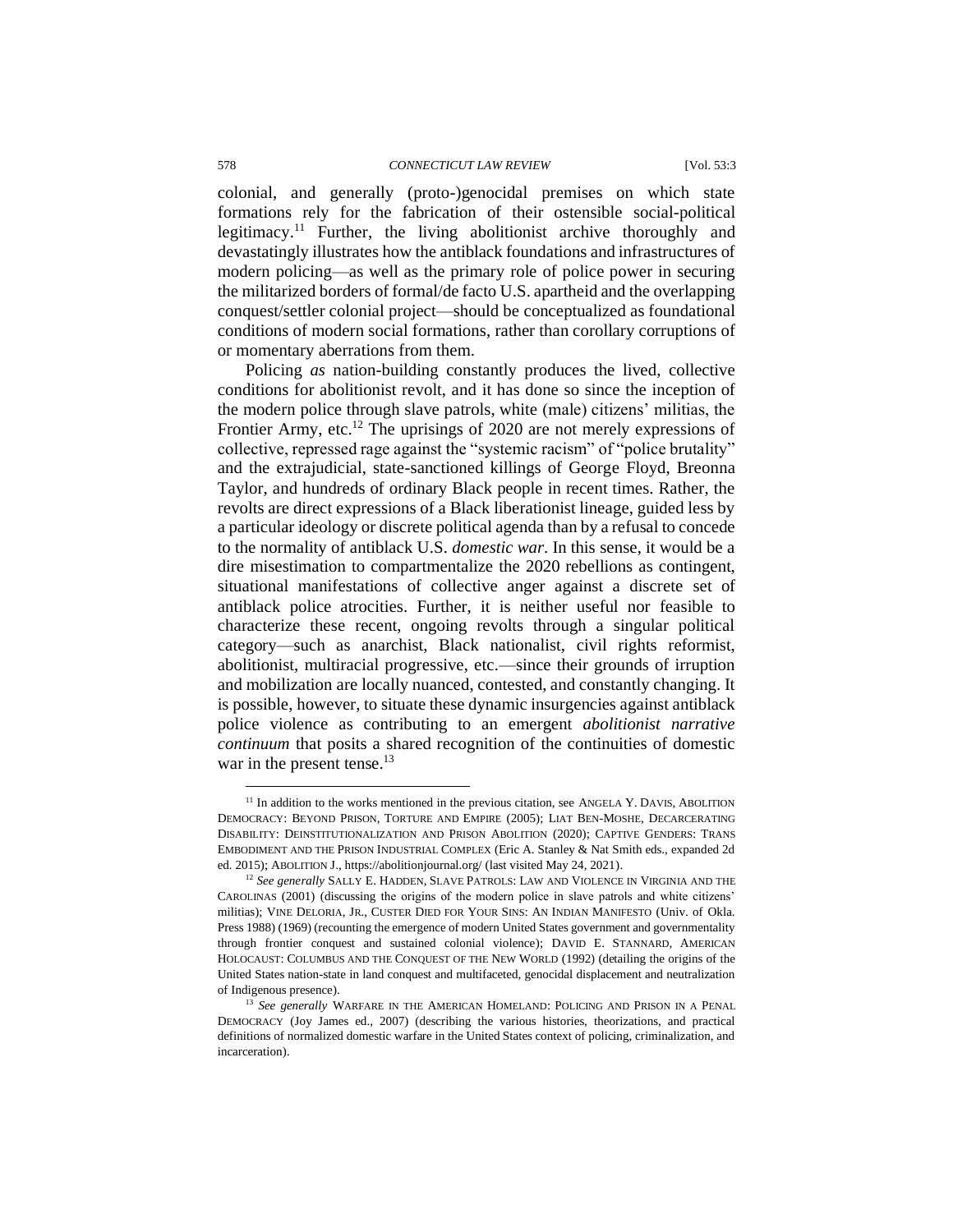colonial, and generally (proto-)genocidal premises on which state formations rely for the fabrication of their ostensible social-political legitimacy.[11] Further, the living abolitionist archive thoroughly and devastatingly illustrates how the antiblack foundations and infrastructures of modern policing—as well as the primary role of police power in securing the militarized borders of formal/de facto U.S. apartheid and the overlapping conquest/settler colonial project—should be conceptualized as foundational conditions of modern social formations, rather than corollary corruptions of or momentary aberrations from them.

Policing *as* nation-building constantly produces the lived, collective conditions for abolitionist revolt, and it has done so since the inception of the modern police through slave patrols, white (male) citizens' militias, the Frontier Army, etc.[12] The uprisings of 2020 are not merely expressions of collective, repressed rage against the "systemic racism" of "police brutality" and the extrajudicial, state-sanctioned killings of George Floyd, Breonna Taylor, and hundreds of ordinary Black people in recent times. Rather, the revolts are direct expressions of a Black liberationist lineage, guided less by a particular ideology or discrete political agenda than by a refusal to concede to the normality of antiblack U.S. *domestic war*. In this sense, it would be a dire misestimation to compartmentalize the 2020 rebellions as contingent, situational manifestations of collective anger against a discrete set of antiblack police atrocities. Further, it is neither useful nor feasible to characterize these recent, ongoing revolts through a singular political category—such as anarchist, Black nationalist, civil rights reformist, abolitionist, multiracial progressive, etc.—since their grounds of irruption and mobilization are locally nuanced, contested, and constantly changing. It is possible, however, to situate these dynamic insurgencies against antiblack police violence as contributing to an emergent *abolitionist narrative continuum* that posits a shared recognition of the continuities of domestic war in the present tense.[13]

---

[11] In addition to the works mentioned in the previous citation, see ANGELA Y. DAVIS, ABOLITION DEMOCRACY: BEYOND PRISON, TORTURE AND EMPIRE (2005); LIAT BEN-MOSHE, DECARCERATING DISABILITY: DEINSTITUTIONALIZATION AND PRISON ABOLITION (2020); CAPTIVE GENDERS: TRANS EMBODIMENT AND THE PRISON INDUSTRIAL COMPLEX (Eric A. Stanley & Nat Smith eds., expanded 2d ed. 2015); ABOLITION J., https://abolitionjournal.org/ (last visited May 24, 2021).

[12] *See generally* SALLY E. HADDEN, SLAVE PATROLS: LAW AND VIOLENCE IN VIRGINIA AND THE CAROLINAS (2001) (discussing the origins of the modern police in slave patrols and white citizens' militias); VINE DELORIA, JR., CUSTER DIED FOR YOUR SINS: AN INDIAN MANIFESTO (Univ. of Okla. Press 1988) (1969) (recounting the emergence of modern United States government and governmentality through frontier conquest and sustained colonial violence); DAVID E. STANNARD, AMERICAN HOLOCAUST: COLUMBUS AND THE CONQUEST OF THE NEW WORLD (1992) (detailing the origins of the United States nation-state in land conquest and multifaceted, genocidal displacement and neutralization of Indigenous presence).

[13] *See generally* WARFARE IN THE AMERICAN HOMELAND: POLICING AND PRISON IN A PENAL DEMOCRACY (Joy James ed., 2007) (describing the various histories, theorizations, and practical definitions of normalized domestic warfare in the United States context of policing, criminalization, and incarceration).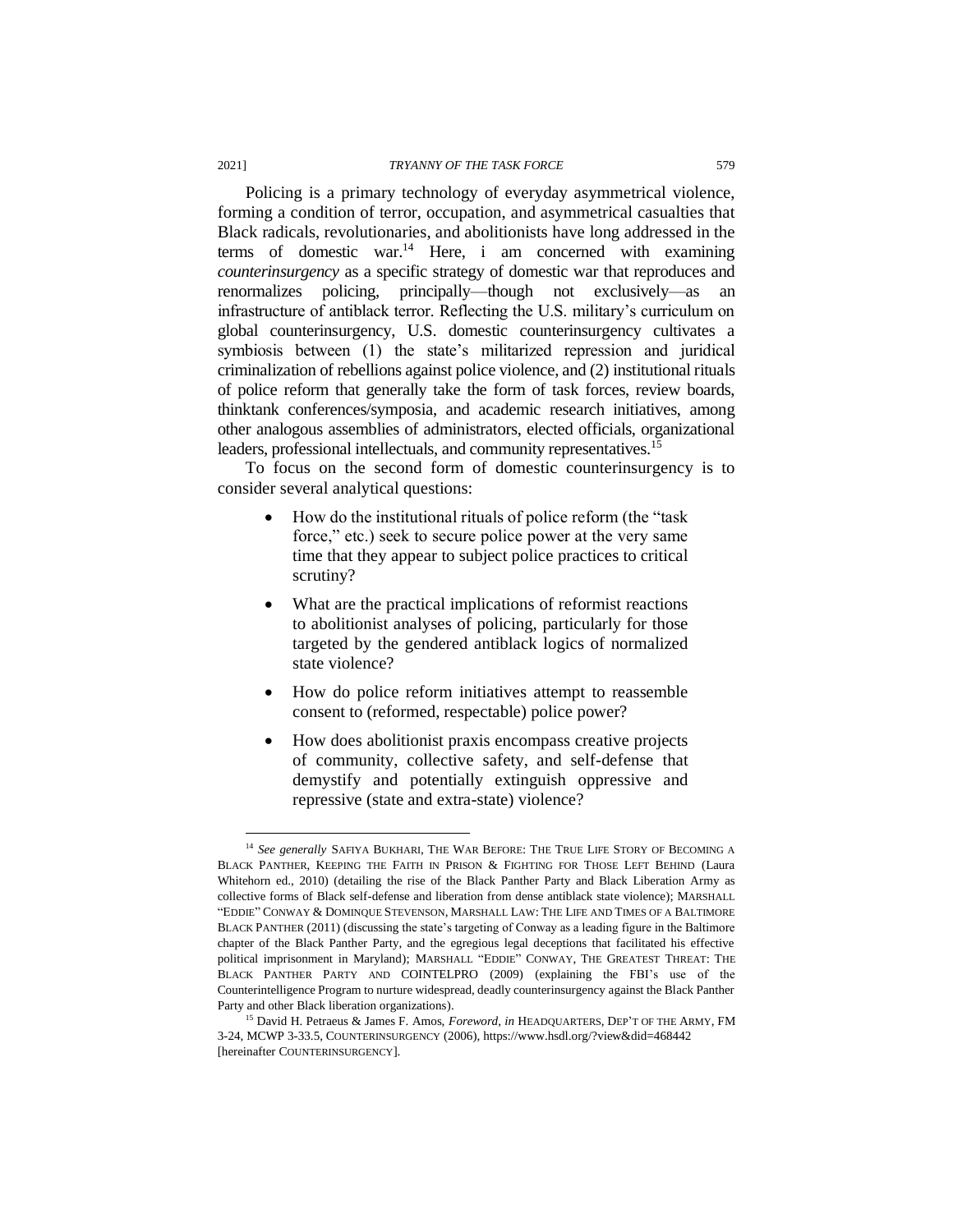Policing is a primary technology of everyday asymmetrical violence, forming a condition of terror, occupation, and asymmetrical casualties that Black radicals, revolutionaries, and abolitionists have long addressed in the terms of domestic war.[14] Here, i am concerned with examining *counterinsurgency* as a specific strategy of domestic war that reproduces and renormalizes policing, principally—though not exclusively—as an infrastructure of antiblack terror. Reflecting the U.S. military's curriculum on global counterinsurgency, U.S. domestic counterinsurgency cultivates a symbiosis between (1) the state's militarized repression and juridical criminalization of rebellions against police violence, and (2) institutional rituals of police reform that generally take the form of task forces, review boards, thinktank conferences/symposia, and academic research initiatives, among other analogous assemblies of administrators, elected officials, organizational leaders, professional intellectuals, and community representatives.[15]

To focus on the second form of domestic counterinsurgency is to consider several analytical questions:

- How do the institutional rituals of police reform (the "task force," etc.) seek to secure police power at the very same time that they appear to subject police practices to critical scrutiny?
- What are the practical implications of reformist reactions to abolitionist analyses of policing, particularly for those targeted by the gendered antiblack logics of normalized state violence?
- How do police reform initiatives attempt to reassemble consent to (reformed, respectable) police power?
- How does abolitionist praxis encompass creative projects of community, collective safety, and self-defense that demystify and potentially extinguish oppressive and repressive (state and extra-state) violence?

---

[14] *See generally* SAFIYA BUKHARI, THE WAR BEFORE: THE TRUE LIFE STORY OF BECOMING A BLACK PANTHER, KEEPING THE FAITH IN PRISON & FIGHTING FOR THOSE LEFT BEHIND (Laura Whitehorn ed., 2010) (detailing the rise of the Black Panther Party and Black Liberation Army as collective forms of Black self-defense and liberation from dense antiblack state violence); MARSHALL "EDDIE" CONWAY & DOMINQUE STEVENSON, MARSHALL LAW: THE LIFE AND TIMES OF A BALTIMORE BLACK PANTHER (2011) (discussing the state's targeting of Conway as a leading figure in the Baltimore chapter of the Black Panther Party, and the egregious legal deceptions that facilitated his effective political imprisonment in Maryland); MARSHALL "EDDIE" CONWAY, THE GREATEST THREAT: THE BLACK PANTHER PARTY AND COINTELPRO (2009) (explaining the FBI's use of the Counterintelligence Program to nurture widespread, deadly counterinsurgency against the Black Panther Party and other Black liberation organizations).

[15] David H. Petraeus & James F. Amos, *Foreword*, *in* HEADQUARTERS, DEP'T OF THE ARMY, FM 3-24, MCWP 3-33.5, COUNTERINSURGENCY (2006), https://www.hsdl.org/?view&did=468442 [hereinafter COUNTERINSURGENCY].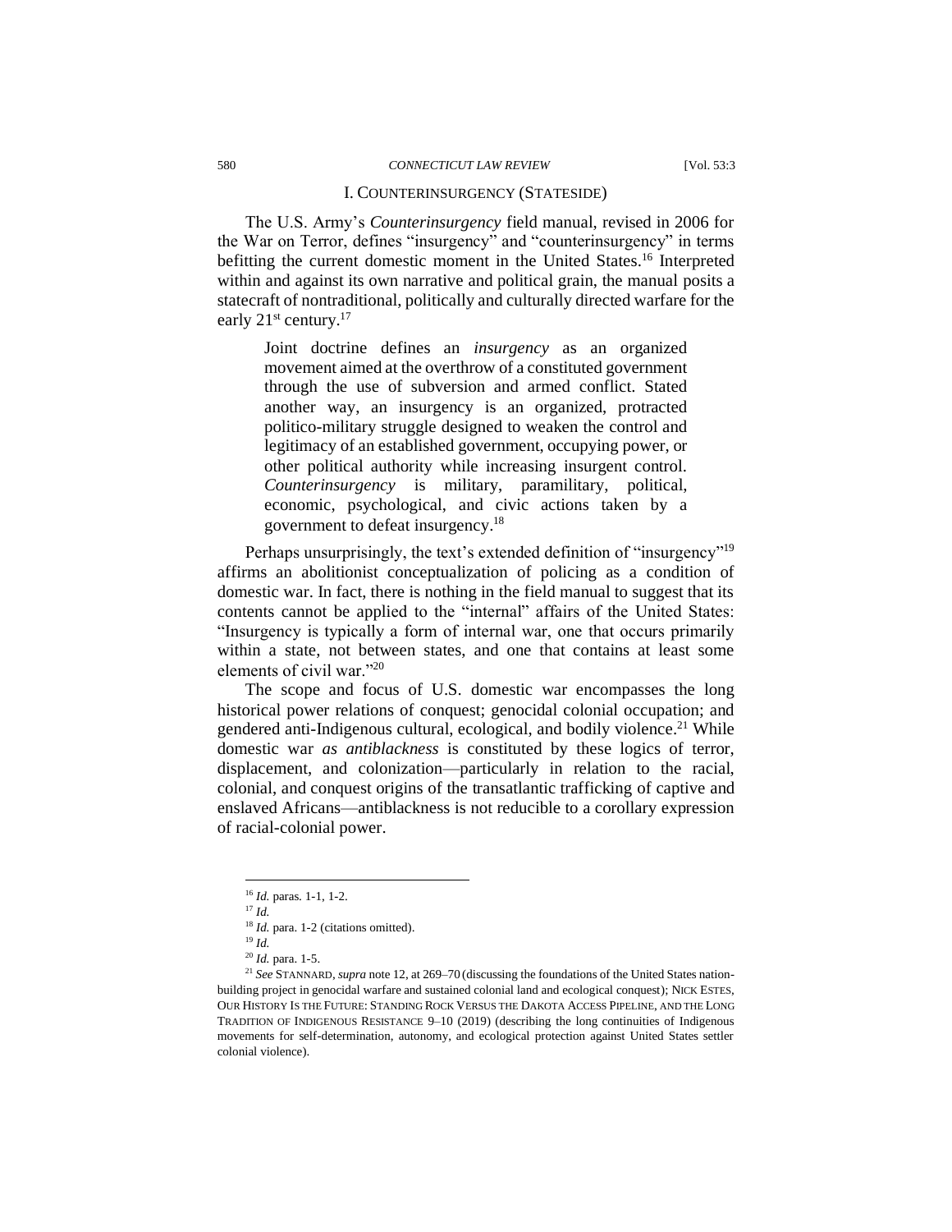## I. COUNTERINSURGENCY (STATESIDE)

The U.S. Army's *Counterinsurgency* field manual, revised in 2006 for the War on Terror, defines "insurgency" and "counterinsurgency" in terms befitting the current domestic moment in the United States.[16] Interpreted within and against its own narrative and political grain, the manual posits a statecraft of nontraditional, politically and culturally directed warfare for the early 21st century.[17]

> Joint doctrine defines an *insurgency* as an organized movement aimed at the overthrow of a constituted government through the use of subversion and armed conflict. Stated another way, an insurgency is an organized, protracted politico-military struggle designed to weaken the control and legitimacy of an established government, occupying power, or other political authority while increasing insurgent control. *Counterinsurgency* is military, paramilitary, political, economic, psychological, and civic actions taken by a government to defeat insurgency.[18]

Perhaps unsurprisingly, the text's extended definition of "insurgency"[19] affirms an abolitionist conceptualization of policing as a condition of domestic war. In fact, there is nothing in the field manual to suggest that its contents cannot be applied to the "internal" affairs of the United States: "Insurgency is typically a form of internal war, one that occurs primarily within a state, not between states, and one that contains at least some elements of civil war."[20]

The scope and focus of U.S. domestic war encompasses the long historical power relations of conquest; genocidal colonial occupation; and gendered anti-Indigenous cultural, ecological, and bodily violence.[21] While domestic war *as antiblackness* is constituted by these logics of terror, displacement, and colonization—particularly in relation to the racial, colonial, and conquest origins of the transatlantic trafficking of captive and enslaved Africans—antiblackness is not reducible to a corollary expression of racial-colonial power.

---

[16] *Id.* paras. 1-1, 1-2.

[17] *Id.*

[18] *Id.* para. 1-2 (citations omitted).

[19] *Id.*

[20] *Id.* para. 1-5.

[21] *See* STANNARD, *supra* note 12, at 269–70 (discussing the foundations of the United States nation-building project in genocidal warfare and sustained colonial land and ecological conquest); NICK ESTES, OUR HISTORY IS THE FUTURE: STANDING ROCK VERSUS THE DAKOTA ACCESS PIPELINE, AND THE LONG TRADITION OF INDIGENOUS RESISTANCE 9–10 (2019) (describing the long continuities of Indigenous movements for self-determination, autonomy, and ecological protection against United States settler colonial violence).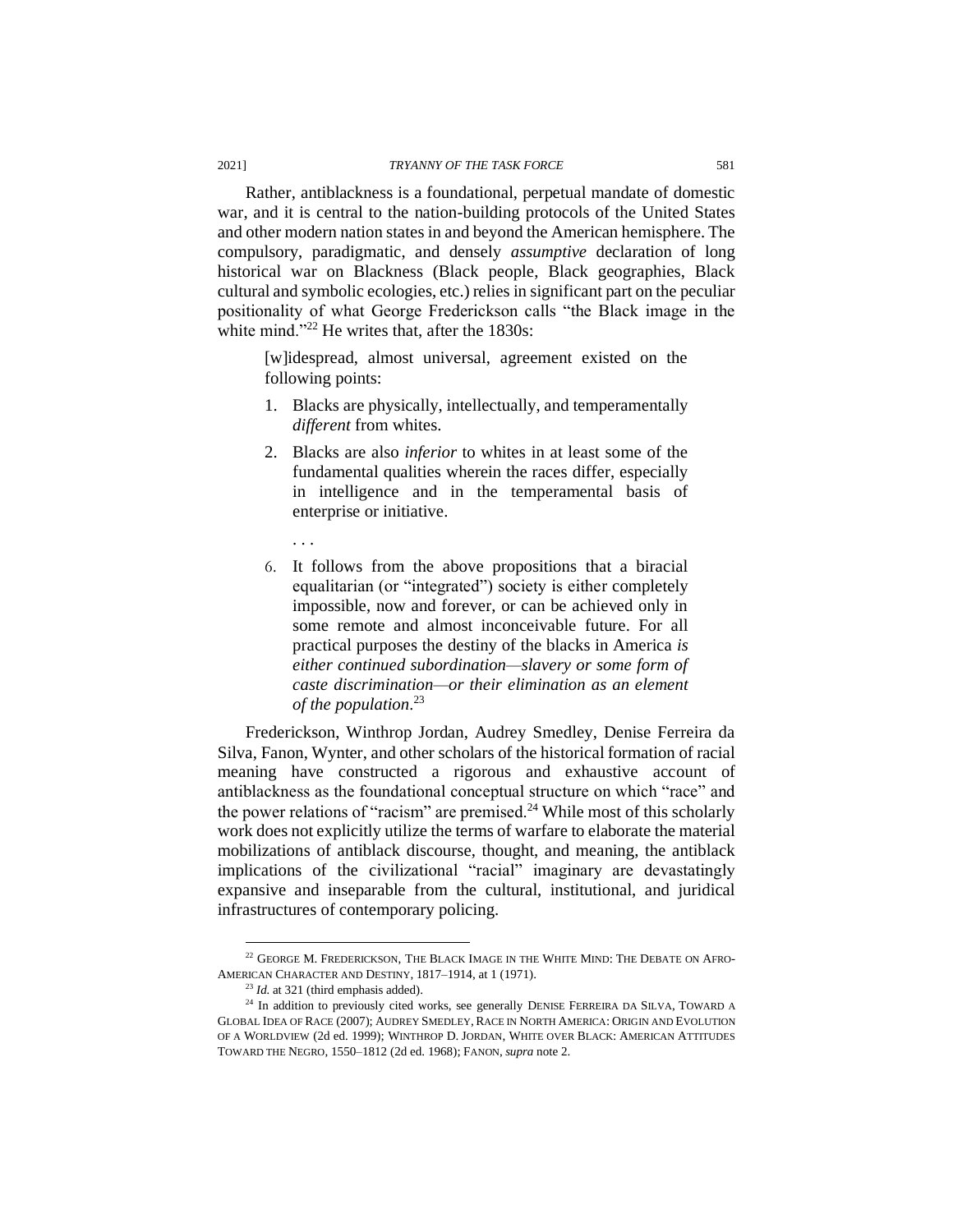Rather, antiblackness is a foundational, perpetual mandate of domestic war, and it is central to the nation-building protocols of the United States and other modern nation states in and beyond the American hemisphere. The compulsory, paradigmatic, and densely *assumptive* declaration of long historical war on Blackness (Black people, Black geographies, Black cultural and symbolic ecologies, etc.) relies in significant part on the peculiar positionality of what George Frederickson calls "the Black image in the white mind."[22] He writes that, after the 1830s:

> [w]idespread, almost universal, agreement existed on the following points:
>
> 1. Blacks are physically, intellectually, and temperamentally *different* from whites.
> 2. Blacks are also *inferior* to whites in at least some of the fundamental qualities wherein the races differ, especially in intelligence and in the temperamental basis of enterprise or initiative.
>
> . . .
>
> 6. It follows from the above propositions that a biracial equalitarian (or "integrated") society is either completely impossible, now and forever, or can be achieved only in some remote and almost inconceivable future. For all practical purposes the destiny of the blacks in America *is either continued subordination—slavery or some form of caste discrimination—or their elimination as an element of the population*.[23]

Frederickson, Winthrop Jordan, Audrey Smedley, Denise Ferreira da Silva, Fanon, Wynter, and other scholars of the historical formation of racial meaning have constructed a rigorous and exhaustive account of antiblackness as the foundational conceptual structure on which "race" and the power relations of "racism" are premised.[24] While most of this scholarly work does not explicitly utilize the terms of warfare to elaborate the material mobilizations of antiblack discourse, thought, and meaning, the antiblack implications of the civilizational "racial" imaginary are devastatingly expansive and inseparable from the cultural, institutional, and juridical infrastructures of contemporary policing.

---

[22] GEORGE M. FREDERICKSON, THE BLACK IMAGE IN THE WHITE MIND: THE DEBATE ON AFRO-AMERICAN CHARACTER AND DESTINY, 1817–1914, at 1 (1971).

[23] *Id.* at 321 (third emphasis added).

[24] In addition to previously cited works, see generally DENISE FERREIRA DA SILVA, TOWARD A GLOBAL IDEA OF RACE (2007); AUDREY SMEDLEY, RACE IN NORTH AMERICA: ORIGIN AND EVOLUTION OF A WORLDVIEW (2d ed. 1999); WINTHROP D. JORDAN, WHITE OVER BLACK: AMERICAN ATTITUDES TOWARD THE NEGRO, 1550–1812 (2d ed. 1968); FANON, *supra* note 2.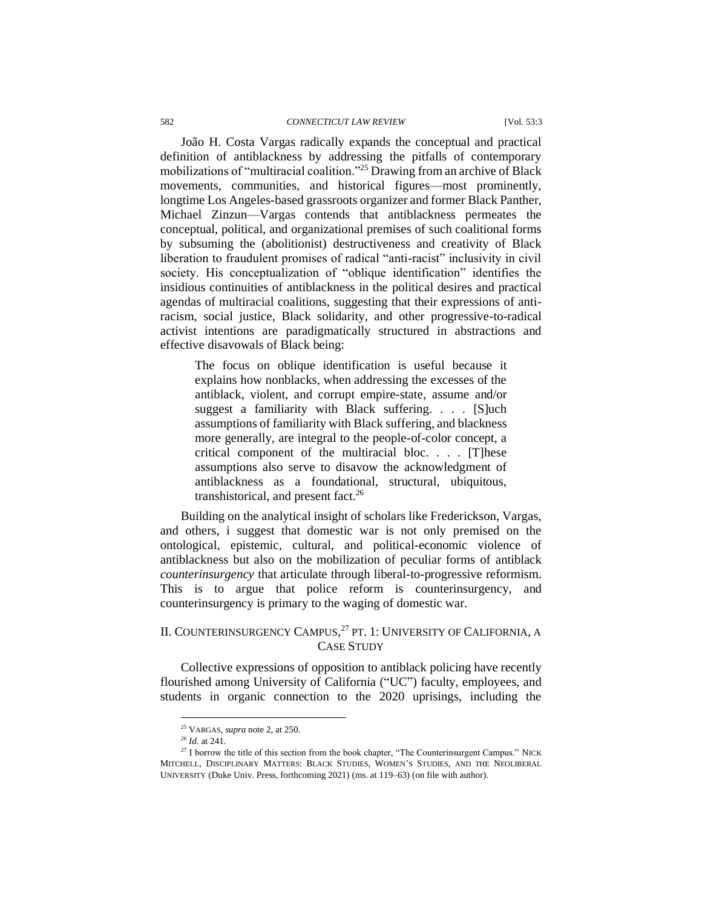João H. Costa Vargas radically expands the conceptual and practical definition of antiblackness by addressing the pitfalls of contemporary mobilizations of "multiracial coalition."[25] Drawing from an archive of Black movements, communities, and historical figures—most prominently, longtime Los Angeles-based grassroots organizer and former Black Panther, Michael Zinzun—Vargas contends that antiblackness permeates the conceptual, political, and organizational premises of such coalitional forms by subsuming the (abolitionist) destructiveness and creativity of Black liberation to fraudulent promises of radical "anti-racist" inclusivity in civil society. His conceptualization of "oblique identification" identifies the insidious continuities of antiblackness in the political desires and practical agendas of multiracial coalitions, suggesting that their expressions of anti-racism, social justice, Black solidarity, and other progressive-to-radical activist intentions are paradigmatically structured in abstractions and effective disavowals of Black being:

> The focus on oblique identification is useful because it explains how nonblacks, when addressing the excesses of the antiblack, violent, and corrupt empire-state, assume and/or suggest a familiarity with Black suffering. . . . [S]uch assumptions of familiarity with Black suffering, and blackness more generally, are integral to the people-of-color concept, a critical component of the multiracial bloc. . . . [T]hese assumptions also serve to disavow the acknowledgment of antiblackness as a foundational, structural, ubiquitous, transhistorical, and present fact.[26]

Building on the analytical insight of scholars like Frederickson, Vargas, and others, i suggest that domestic war is not only premised on the ontological, epistemic, cultural, and political-economic violence of antiblackness but also on the mobilization of peculiar forms of antiblack *counterinsurgency* that articulate through liberal-to-progressive reformism. This is to argue that police reform is counterinsurgency, and counterinsurgency is primary to the waging of domestic war.

## II. Counterinsurgency Campus,[27] Pt. 1: University of California, a Case Study

Collective expressions of opposition to antiblack policing have recently flourished among University of California ("UC") faculty, employees, and students in organic connection to the 2020 uprisings, including the

---

[25] Vargas, *supra* note 2, at 250.

[26] *Id.* at 241.

[27] I borrow the title of this section from the book chapter, "The Counterinsurgent Campus." Nick Mitchell, Disciplinary Matters: Black Studies, Women's Studies, and the Neoliberal University (Duke Univ. Press, forthcoming 2021) (ms. at 119–63) (on file with author).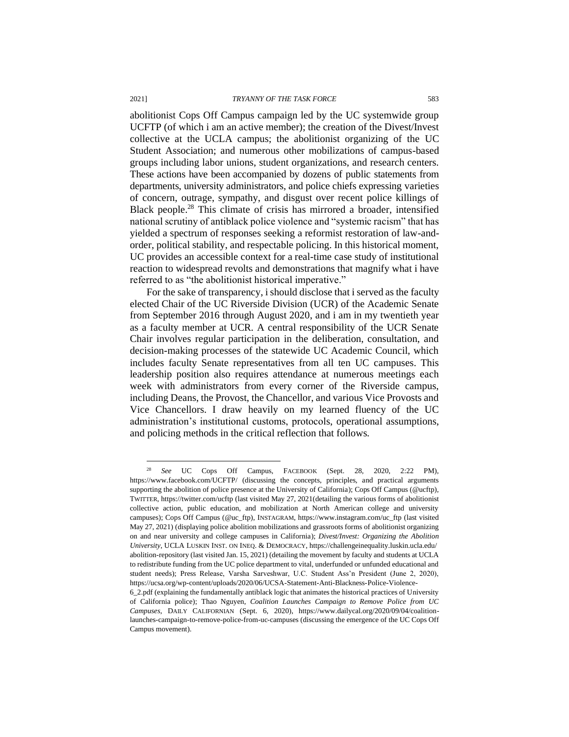abolitionist Cops Off Campus campaign led by the UC systemwide group UCFTP (of which i am an active member); the creation of the Divest/Invest collective at the UCLA campus; the abolitionist organizing of the UC Student Association; and numerous other mobilizations of campus-based groups including labor unions, student organizations, and research centers. These actions have been accompanied by dozens of public statements from departments, university administrators, and police chiefs expressing varieties of concern, outrage, sympathy, and disgust over recent police killings of Black people.[28] This climate of crisis has mirrored a broader, intensified national scrutiny of antiblack police violence and "systemic racism" that has yielded a spectrum of responses seeking a reformist restoration of law-and-order, political stability, and respectable policing. In this historical moment, UC provides an accessible context for a real-time case study of institutional reaction to widespread revolts and demonstrations that magnify what i have referred to as "the abolitionist historical imperative."

For the sake of transparency, i should disclose that i served as the faculty elected Chair of the UC Riverside Division (UCR) of the Academic Senate from September 2016 through August 2020, and i am in my twentieth year as a faculty member at UCR. A central responsibility of the UCR Senate Chair involves regular participation in the deliberation, consultation, and decision-making processes of the statewide UC Academic Council, which includes faculty Senate representatives from all ten UC campuses. This leadership position also requires attendance at numerous meetings each week with administrators from every corner of the Riverside campus, including Deans, the Provost, the Chancellor, and various Vice Provosts and Vice Chancellors. I draw heavily on my learned fluency of the UC administration's institutional customs, protocols, operational assumptions, and policing methods in the critical reflection that follows.

---

[28] *See* UC Cops Off Campus, FACEBOOK (Sept. 28, 2020, 2:22 PM), https://www.facebook.com/UCFTP/ (discussing the concepts, principles, and practical arguments supporting the abolition of police presence at the University of California); Cops Off Campus (@ucftp), TWITTER, https://twitter.com/ucftp (last visited May 27, 2021(detailing the various forms of abolitionist collective action, public education, and mobilization at North American college and university campuses); Cops Off Campus (@uc_ftp), INSTAGRAM, https://www.instagram.com/uc_ftp (last visited May 27, 2021) (displaying police abolition mobilizations and grassroots forms of abolitionist organizing on and near university and college campuses in California); *Divest/Invest: Organizing the Abolition University*, UCLA LUSKIN INST. ON INEQ. & DEMOCRACY, https://challengeinequality.luskin.ucla.edu/abolition-repository (last visited Jan. 15, 2021) (detailing the movement by faculty and students at UCLA to redistribute funding from the UC police department to vital, underfunded or unfunded educational and student needs); Press Release, Varsha Sarveshwar, U.C. Student Ass'n President (June 2, 2020), https://ucsa.org/wp-content/uploads/2020/06/UCSA-Statement-Anti-Blackness-Police-Violence-6_2.pdf (explaining the fundamentally antiblack logic that animates the historical practices of University of California police); Thao Nguyen, *Coalition Launches Campaign to Remove Police from UC Campuses*, DAILY CALIFORNIAN (Sept. 6, 2020), https://www.dailycal.org/2020/09/04/coalition-launches-campaign-to-remove-police-from-uc-campuses (discussing the emergence of the UC Cops Off Campus movement).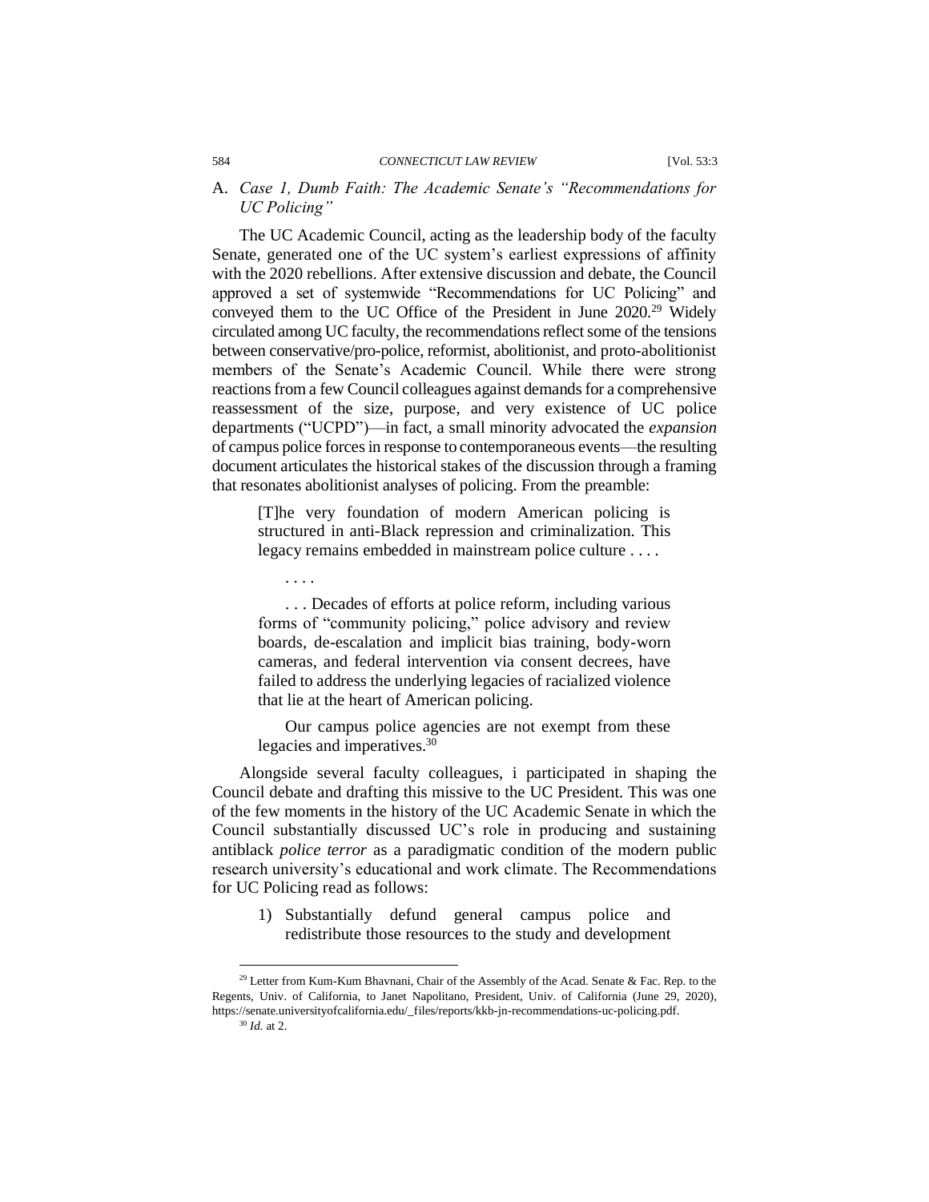### A. *Case 1, Dumb Faith: The Academic Senate's "Recommendations for UC Policing"*

The UC Academic Council, acting as the leadership body of the faculty Senate, generated one of the UC system's earliest expressions of affinity with the 2020 rebellions. After extensive discussion and debate, the Council approved a set of systemwide "Recommendations for UC Policing" and conveyed them to the UC Office of the President in June 2020.[29] Widely circulated among UC faculty, the recommendations reflect some of the tensions between conservative/pro-police, reformist, abolitionist, and proto-abolitionist members of the Senate's Academic Council. While there were strong reactions from a few Council colleagues against demands for a comprehensive reassessment of the size, purpose, and very existence of UC police departments ("UCPD")—in fact, a small minority advocated the *expansion* of campus police forces in response to contemporaneous events—the resulting document articulates the historical stakes of the discussion through a framing that resonates abolitionist analyses of policing. From the preamble:

> [T]he very foundation of modern American policing is structured in anti-Black repression and criminalization. This legacy remains embedded in mainstream police culture . . . .
>
> . . . .
>
> . . . Decades of efforts at police reform, including various forms of "community policing," police advisory and review boards, de-escalation and implicit bias training, body-worn cameras, and federal intervention via consent decrees, have failed to address the underlying legacies of racialized violence that lie at the heart of American policing.
>
> Our campus police agencies are not exempt from these legacies and imperatives.[30]

Alongside several faculty colleagues, i participated in shaping the Council debate and drafting this missive to the UC President. This was one of the few moments in the history of the UC Academic Senate in which the Council substantially discussed UC's role in producing and sustaining antiblack *police terror* as a paradigmatic condition of the modern public research university's educational and work climate. The Recommendations for UC Policing read as follows:

> 1) Substantially defund general campus police and redistribute those resources to the study and development

---

[29] Letter from Kum-Kum Bhavnani, Chair of the Assembly of the Acad. Senate & Fac. Rep. to the Regents, Univ. of California, to Janet Napolitano, President, Univ. of California (June 29, 2020), https://senate.universityofcalifornia.edu/_files/reports/kkb-jn-recommendations-uc-policing.pdf.

[30] *Id.* at 2.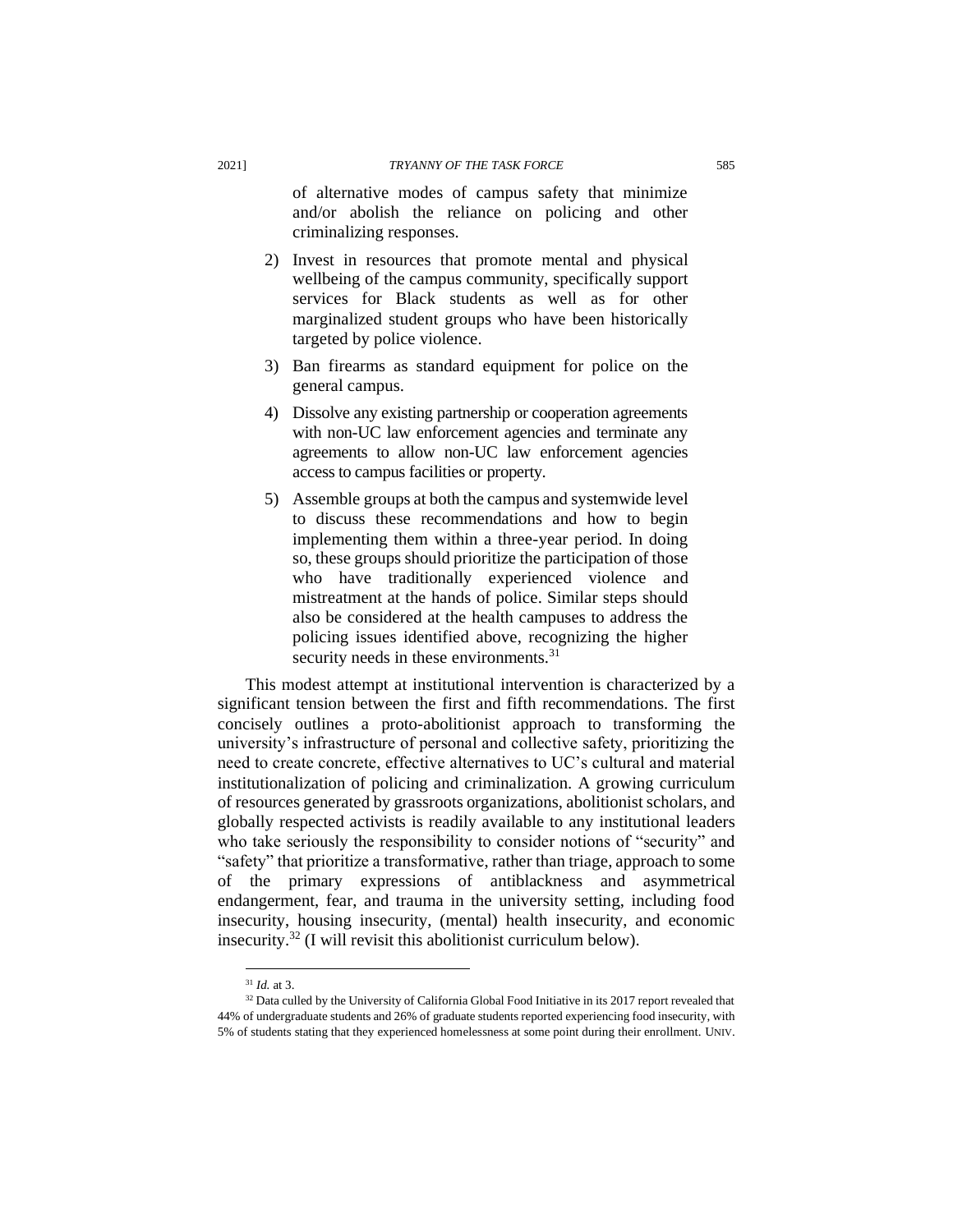of alternative modes of campus safety that minimize and/or abolish the reliance on policing and other criminalizing responses.

> 2) Invest in resources that promote mental and physical wellbeing of the campus community, specifically support services for Black students as well as for other marginalized student groups who have been historically targeted by police violence.
>
> 3) Ban firearms as standard equipment for police on the general campus.
>
> 4) Dissolve any existing partnership or cooperation agreements with non-UC law enforcement agencies and terminate any agreements to allow non-UC law enforcement agencies access to campus facilities or property.
>
> 5) Assemble groups at both the campus and systemwide level to discuss these recommendations and how to begin implementing them within a three-year period. In doing so, these groups should prioritize the participation of those who have traditionally experienced violence and mistreatment at the hands of police. Similar steps should also be considered at the health campuses to address the policing issues identified above, recognizing the higher security needs in these environments.[31]

This modest attempt at institutional intervention is characterized by a significant tension between the first and fifth recommendations. The first concisely outlines a proto-abolitionist approach to transforming the university's infrastructure of personal and collective safety, prioritizing the need to create concrete, effective alternatives to UC's cultural and material institutionalization of policing and criminalization. A growing curriculum of resources generated by grassroots organizations, abolitionist scholars, and globally respected activists is readily available to any institutional leaders who take seriously the responsibility to consider notions of "security" and "safety" that prioritize a transformative, rather than triage, approach to some of the primary expressions of antiblackness and asymmetrical endangerment, fear, and trauma in the university setting, including food insecurity, housing insecurity, (mental) health insecurity, and economic insecurity.[32] (I will revisit this abolitionist curriculum below).

---

[31] *Id.* at 3.

[32] Data culled by the University of California Global Food Initiative in its 2017 report revealed that 44% of undergraduate students and 26% of graduate students reported experiencing food insecurity, with 5% of students stating that they experienced homelessness at some point during their enrollment. UNIV.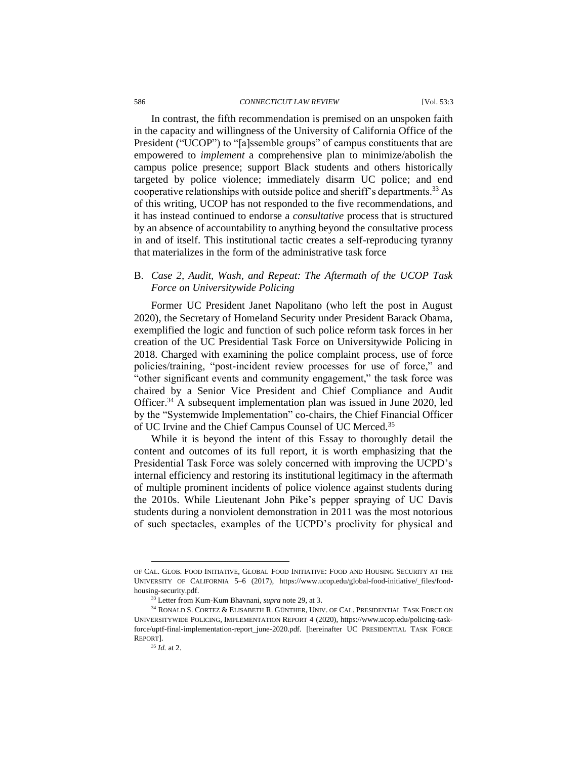In contrast, the fifth recommendation is premised on an unspoken faith in the capacity and willingness of the University of California Office of the President ("UCOP") to "[a]ssemble groups" of campus constituents that are empowered to *implement* a comprehensive plan to minimize/abolish the campus police presence; support Black students and others historically targeted by police violence; immediately disarm UC police; and end cooperative relationships with outside police and sheriff's departments.[33] As of this writing, UCOP has not responded to the five recommendations, and it has instead continued to endorse a *consultative* process that is structured by an absence of accountability to anything beyond the consultative process in and of itself. This institutional tactic creates a self-reproducing tyranny that materializes in the form of the administrative task force

### B. *Case 2, Audit, Wash, and Repeat: The Aftermath of the UCOP Task Force on Universitywide Policing*

Former UC President Janet Napolitano (who left the post in August 2020), the Secretary of Homeland Security under President Barack Obama, exemplified the logic and function of such police reform task forces in her creation of the UC Presidential Task Force on Universitywide Policing in 2018. Charged with examining the police complaint process, use of force policies/training, "post-incident review processes for use of force," and "other significant events and community engagement," the task force was chaired by a Senior Vice President and Chief Compliance and Audit Officer.[34] A subsequent implementation plan was issued in June 2020, led by the "Systemwide Implementation" co-chairs, the Chief Financial Officer of UC Irvine and the Chief Campus Counsel of UC Merced.[35]

While it is beyond the intent of this Essay to thoroughly detail the content and outcomes of its full report, it is worth emphasizing that the Presidential Task Force was solely concerned with improving the UCPD's internal efficiency and restoring its institutional legitimacy in the aftermath of multiple prominent incidents of police violence against students during the 2010s. While Lieutenant John Pike's pepper spraying of UC Davis students during a nonviolent demonstration in 2011 was the most notorious of such spectacles, examples of the UCPD's proclivity for physical and

---

OF CAL. GLOB. FOOD INITIATIVE, GLOBAL FOOD INITIATIVE: FOOD AND HOUSING SECURITY AT THE UNIVERSITY OF CALIFORNIA 5–6 (2017), https://www.ucop.edu/global-food-initiative/_files/food-housing-security.pdf.

[33] Letter from Kum-Kum Bhavnani, *supra* note 29, at 3.

[34] RONALD S. CORTEZ & ELISABETH R. GÜNTHER, UNIV. OF CAL. PRESIDENTIAL TASK FORCE ON UNIVERSITYWIDE POLICING, IMPLEMENTATION REPORT 4 (2020), https://www.ucop.edu/policing-task-force/uptf-final-implementation-report_june-2020.pdf. [hereinafter UC PRESIDENTIAL TASK FORCE REPORT].

[35] *Id.* at 2.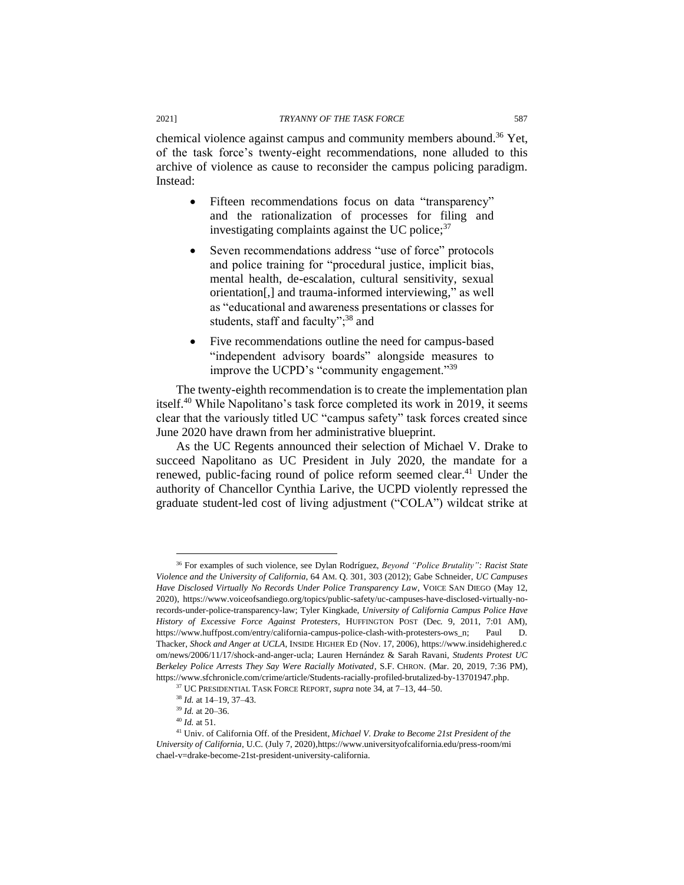chemical violence against campus and community members abound.[36] Yet, of the task force's twenty-eight recommendations, none alluded to this archive of violence as cause to reconsider the campus policing paradigm. Instead:

- Fifteen recommendations focus on data "transparency" and the rationalization of processes for filing and investigating complaints against the UC police;[37]
- Seven recommendations address "use of force" protocols and police training for "procedural justice, implicit bias, mental health, de-escalation, cultural sensitivity, sexual orientation[,] and trauma-informed interviewing," as well as "educational and awareness presentations or classes for students, staff and faculty";[38] and
- Five recommendations outline the need for campus-based "independent advisory boards" alongside measures to improve the UCPD's "community engagement."[39]

The twenty-eighth recommendation is to create the implementation plan itself.[40] While Napolitano's task force completed its work in 2019, it seems clear that the variously titled UC "campus safety" task forces created since June 2020 have drawn from her administrative blueprint.

As the UC Regents announced their selection of Michael V. Drake to succeed Napolitano as UC President in July 2020, the mandate for a renewed, public-facing round of police reform seemed clear.[41] Under the authority of Chancellor Cynthia Larive, the UCPD violently repressed the graduate student-led cost of living adjustment ("COLA") wildcat strike at

---

[36] For examples of such violence, see Dylan Rodríguez, *Beyond "Police Brutality": Racist State Violence and the University of California*, 64 AM. Q. 301, 303 (2012); Gabe Schneider, *UC Campuses Have Disclosed Virtually No Records Under Police Transparency Law*, VOICE SAN DIEGO (May 12, 2020), https://www.voiceofsandiego.org/topics/public-safety/uc-campuses-have-disclosed-virtually-no-records-under-police-transparency-law; Tyler Kingkade, *University of California Campus Police Have History of Excessive Force Against Protesters*, HUFFINGTON POST (Dec. 9, 2011, 7:01 AM), https://www.huffpost.com/entry/california-campus-police-clash-with-protesters-ows_n; Paul D. Thacker, *Shock and Anger at UCLA*, INSIDE HIGHER ED (Nov. 17, 2006), https://www.insidehighered.com/news/2006/11/17/shock-and-anger-ucla; Lauren Hernández & Sarah Ravani, *Students Protest UC Berkeley Police Arrests They Say Were Racially Motivated*, S.F. CHRON. (Mar. 20, 2019, 7:36 PM), https://www.sfchronicle.com/crime/article/Students-racially-profiled-brutalized-by-13701947.php.

[37] UC PRESIDENTIAL TASK FORCE REPORT, *supra* note 34, at 7–13, 44–50.

[38] *Id.* at 14–19, 37–43.

[39] *Id.* at 20–36.

[40] *Id.* at 51.

[41] Univ. of California Off. of the President, *Michael V. Drake to Become 21st President of the University of California*, U.C. (July 7, 2020),https://www.universityofcalifornia.edu/press-room/michael-v=drake-become-21st-president-university-california.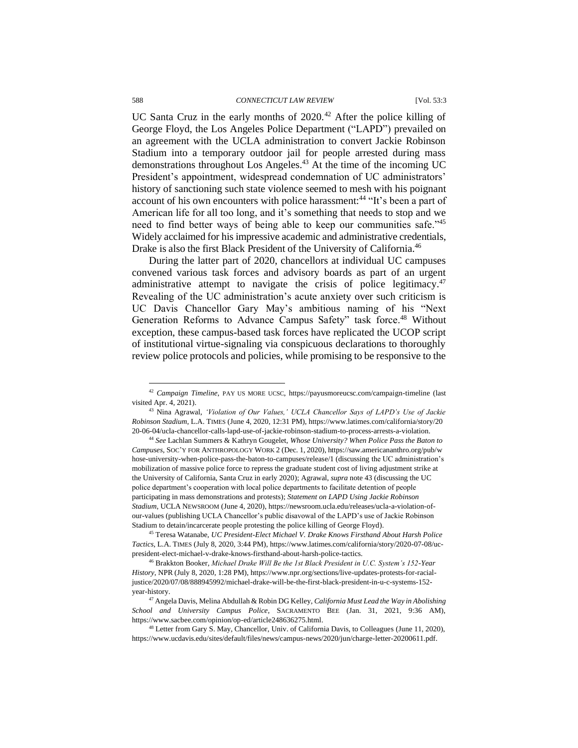UC Santa Cruz in the early months of 2020.[42] After the police killing of George Floyd, the Los Angeles Police Department ("LAPD") prevailed on an agreement with the UCLA administration to convert Jackie Robinson Stadium into a temporary outdoor jail for people arrested during mass demonstrations throughout Los Angeles.[43] At the time of the incoming UC President's appointment, widespread condemnation of UC administrators' history of sanctioning such state violence seemed to mesh with his poignant account of his own encounters with police harassment:[44] "It's been a part of American life for all too long, and it's something that needs to stop and we need to find better ways of being able to keep our communities safe."[45] Widely acclaimed for his impressive academic and administrative credentials, Drake is also the first Black President of the University of California.[46]

During the latter part of 2020, chancellors at individual UC campuses convened various task forces and advisory boards as part of an urgent administrative attempt to navigate the crisis of police legitimacy.[47] Revealing of the UC administration's acute anxiety over such criticism is UC Davis Chancellor Gary May's ambitious naming of his "Next Generation Reforms to Advance Campus Safety" task force.[48] Without exception, these campus-based task forces have replicated the UCOP script of institutional virtue-signaling via conspicuous declarations to thoroughly review police protocols and policies, while promising to be responsive to the

---

[42] *Campaign Timeline*, PAY US MORE UCSC, https://payusmoreucsc.com/campaign-timeline (last visited Apr. 4, 2021).

[43] Nina Agrawal, *'Violation of Our Values,' UCLA Chancellor Says of LAPD's Use of Jackie Robinson Stadium*, L.A. TIMES (June 4, 2020, 12:31 PM), https://www.latimes.com/california/story/2020-06-04/ucla-chancellor-calls-lapd-use-of-jackie-robinson-stadium-to-process-arrests-a-violation.

[44] *See* Lachlan Summers & Kathryn Gougelet, *Whose University? When Police Pass the Baton to Campuses*, SOC'Y FOR ANTHROPOLOGY WORK 2 (Dec. 1, 2020), https://saw.americananthro.org/pub/whose-university-when-police-pass-the-baton-to-campuses/release/1 (discussing the UC administration's mobilization of massive police force to repress the graduate student cost of living adjustment strike at the University of California, Santa Cruz in early 2020); Agrawal, *supra* note 43 (discussing the UC police department's cooperation with local police departments to facilitate detention of people participating in mass demonstrations and protests); *Statement on LAPD Using Jackie Robinson Stadium*, UCLA NEWSROOM (June 4, 2020), https://newsroom.ucla.edu/releases/ucla-a-violation-of-our-values (publishing UCLA Chancellor's public disavowal of the LAPD's use of Jackie Robinson Stadium to detain/incarcerate people protesting the police killing of George Floyd).

[45] Teresa Watanabe, *UC President-Elect Michael V. Drake Knows Firsthand About Harsh Police Tactics*, L.A. TIMES (July 8, 2020, 3:44 PM), https://www.latimes.com/california/story/2020-07-08/uc-president-elect-michael-v-drake-knows-firsthand-about-harsh-police-tactics.

[46] Brakkton Booker, *Michael Drake Will Be the 1st Black President in U.C. System's 152-Year History*, NPR (July 8, 2020, 1:28 PM), https://www.npr.org/sections/live-updates-protests-for-racial-justice/2020/07/08/888945992/michael-drake-will-be-the-first-black-president-in-u-c-systems-152-year-history.

[47] Angela Davis, Melina Abdullah & Robin DG Kelley, *California Must Lead the Way in Abolishing School and University Campus Police*, SACRAMENTO BEE (Jan. 31, 2021, 9:36 AM), https://www.sacbee.com/opinion/op-ed/article248636275.html.

[48] Letter from Gary S. May, Chancellor, Univ. of California Davis, to Colleagues (June 11, 2020), https://www.ucdavis.edu/sites/default/files/news/campus-news/2020/jun/charge-letter-20200611.pdf.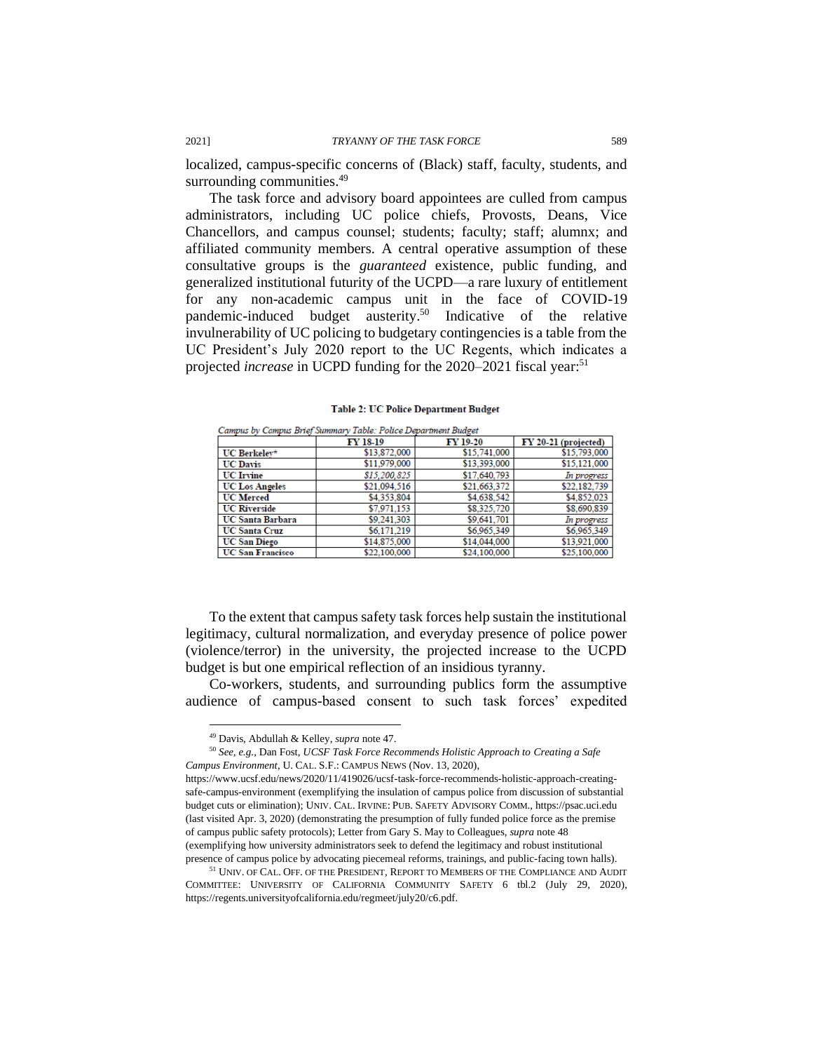localized, campus-specific concerns of (Black) staff, faculty, students, and surrounding communities.[49]

The task force and advisory board appointees are culled from campus administrators, including UC police chiefs, Provosts, Deans, Vice Chancellors, and campus counsel; students; faculty; staff; alumnx; and affiliated community members. A central operative assumption of these consultative groups is the *guaranteed* existence, public funding, and generalized institutional futurity of the UCPD—a rare luxury of entitlement for any non-academic campus unit in the face of COVID-19 pandemic-induced budget austerity.[50] Indicative of the relative invulnerability of UC policing to budgetary contingencies is a table from the UC President's July 2020 report to the UC Regents, which indicates a projected *increase* in UCPD funding for the 2020–2021 fiscal year:[51]

**Table 2: UC Police Department Budget**

*Campus by Campus Brief Summary Table: Police Department Budget*

| | FY 18-19 | FY 19-20 | FY 20-21 (projected) |
|---|---|---|---|
| UC Berkeley* | $13,872,000 | $15,741,000 | $15,793,000 |
| UC Davis | $11,979,000 | $13,393,000 | $15,121,000 |
| UC Irvine | *$15,200,825* | $17,640,793 | *In progress* |
| UC Los Angeles | $21,094,516 | $21,663,372 | $22,182,739 |
| UC Merced | $4,353,804 | $4,638,542 | $4,852,023 |
| UC Riverside | $7,971,153 | $8,325,720 | $8,690,839 |
| UC Santa Barbara | $9,241,303 | $9,641,701 | *In progress* |
| UC Santa Cruz | $6,171,219 | $6,965,349 | $6,965,349 |
| UC San Diego | $14,875,000 | $14,044,000 | $13,921,000 |
| UC San Francisco | $22,100,000 | $24,100,000 | $25,100,000 |

To the extent that campus safety task forces help sustain the institutional legitimacy, cultural normalization, and everyday presence of police power (violence/terror) in the university, the projected increase to the UCPD budget is but one empirical reflection of an insidious tyranny.

Co-workers, students, and surrounding publics form the assumptive audience of campus-based consent to such task forces' expedited

---

[49] Davis, Abdullah & Kelley, *supra* note 47.

[50] *See, e.g.*, Dan Fost, *UCSF Task Force Recommends Holistic Approach to Creating a Safe Campus Environment*, U. CAL. S.F.: CAMPUS NEWS (Nov. 13, 2020), https://www.ucsf.edu/news/2020/11/419026/ucsf-task-force-recommends-holistic-approach-creating-safe-campus-environment (exemplifying the insulation of campus police from discussion of substantial budget cuts or elimination); UNIV. CAL. IRVINE: PUB. SAFETY ADVISORY COMM., https://psac.uci.edu (last visited Apr. 3, 2020) (demonstrating the presumption of fully funded police force as the premise of campus public safety protocols); Letter from Gary S. May to Colleagues, *supra* note 48 (exemplifying how university administrators seek to defend the legitimacy and robust institutional presence of campus police by advocating piecemeal reforms, trainings, and public-facing town halls).

[51] UNIV. OF CAL. OFF. OF THE PRESIDENT, REPORT TO MEMBERS OF THE COMPLIANCE AND AUDIT COMMITTEE: UNIVERSITY OF CALIFORNIA COMMUNITY SAFETY 6 tbl.2 (July 29, 2020), https://regents.universityofcalifornia.edu/regmeet/july20/c6.pdf.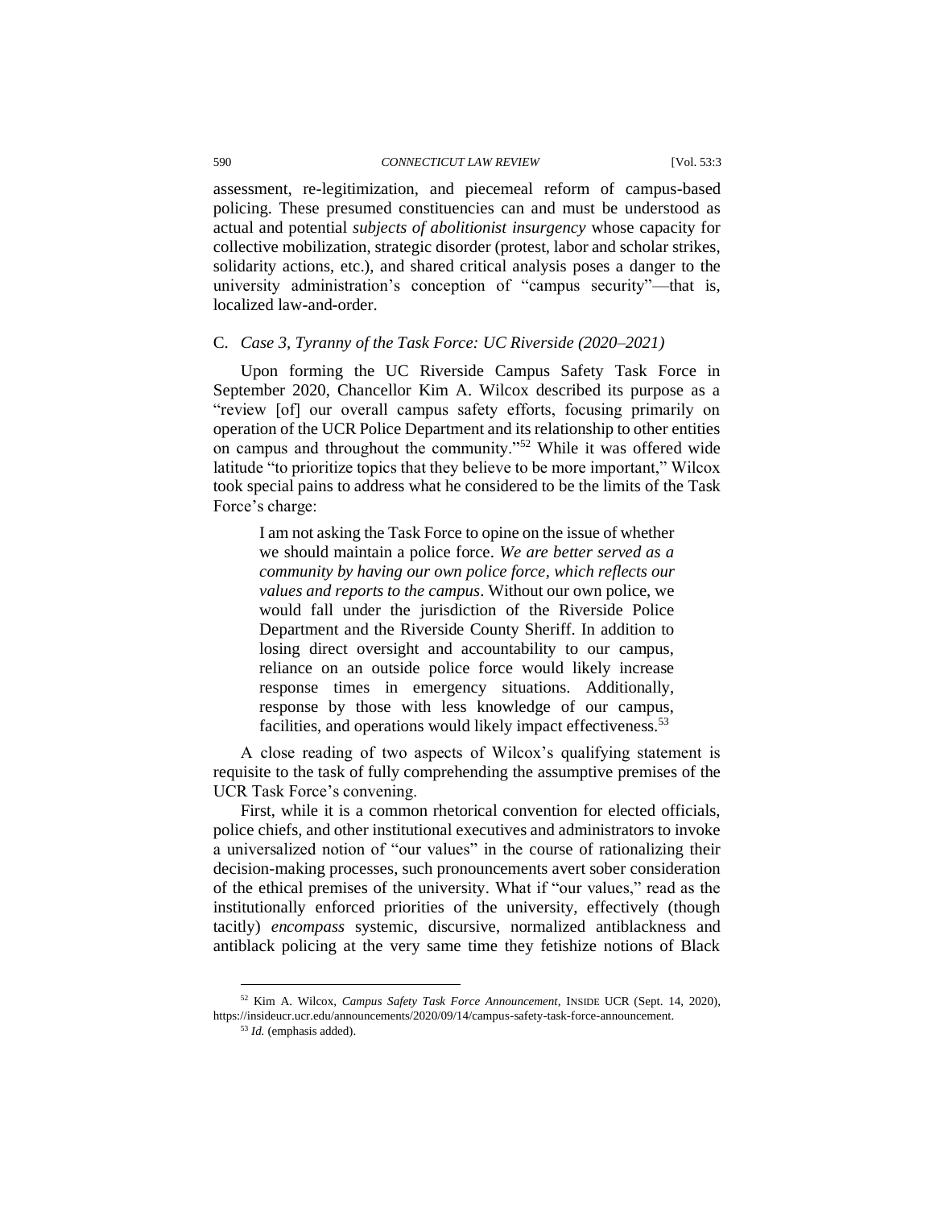assessment, re-legitimization, and piecemeal reform of campus-based policing. These presumed constituencies can and must be understood as actual and potential *subjects of abolitionist insurgency* whose capacity for collective mobilization, strategic disorder (protest, labor and scholar strikes, solidarity actions, etc.), and shared critical analysis poses a danger to the university administration's conception of "campus security"—that is, localized law-and-order.

### C. *Case 3, Tyranny of the Task Force: UC Riverside (2020–2021)*

Upon forming the UC Riverside Campus Safety Task Force in September 2020, Chancellor Kim A. Wilcox described its purpose as a "review [of] our overall campus safety efforts, focusing primarily on operation of the UCR Police Department and its relationship to other entities on campus and throughout the community."[52] While it was offered wide latitude "to prioritize topics that they believe to be more important," Wilcox took special pains to address what he considered to be the limits of the Task Force's charge:

> I am not asking the Task Force to opine on the issue of whether we should maintain a police force. *We are better served as a community by having our own police force, which reflects our values and reports to the campus.* Without our own police, we would fall under the jurisdiction of the Riverside Police Department and the Riverside County Sheriff. In addition to losing direct oversight and accountability to our campus, reliance on an outside police force would likely increase response times in emergency situations. Additionally, response by those with less knowledge of our campus, facilities, and operations would likely impact effectiveness.[53]

A close reading of two aspects of Wilcox's qualifying statement is requisite to the task of fully comprehending the assumptive premises of the UCR Task Force's convening.

First, while it is a common rhetorical convention for elected officials, police chiefs, and other institutional executives and administrators to invoke a universalized notion of "our values" in the course of rationalizing their decision-making processes, such pronouncements avert sober consideration of the ethical premises of the university. What if "our values," read as the institutionally enforced priorities of the university, effectively (though tacitly) *encompass* systemic, discursive, normalized antiblackness and antiblack policing at the very same time they fetishize notions of Black

---

[52] Kim A. Wilcox, *Campus Safety Task Force Announcement*, INSIDE UCR (Sept. 14, 2020), https://insideucr.ucr.edu/announcements/2020/09/14/campus-safety-task-force-announcement.

[53] *Id.* (emphasis added).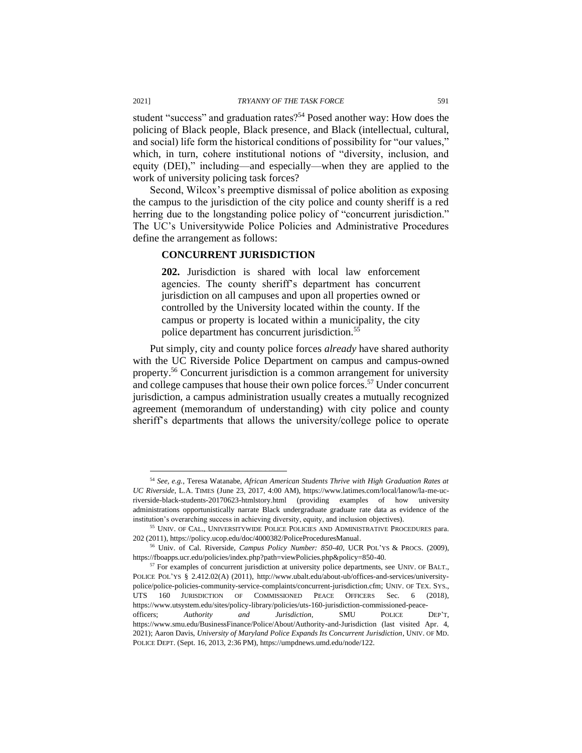student "success" and graduation rates?[54] Posed another way: How does the policing of Black people, Black presence, and Black (intellectual, cultural, and social) life form the historical conditions of possibility for "our values," which, in turn, cohere institutional notions of "diversity, inclusion, and equity (DEI)," including—and especially—when they are applied to the work of university policing task forces?

Second, Wilcox's preemptive dismissal of police abolition as exposing the campus to the jurisdiction of the city police and county sheriff is a red herring due to the longstanding police policy of "concurrent jurisdiction." The UC's Universitywide Police Policies and Administrative Procedures define the arrangement as follows:

> **CONCURRENT JURISDICTION**
>
> **202.** Jurisdiction is shared with local law enforcement agencies. The county sheriff's department has concurrent jurisdiction on all campuses and upon all properties owned or controlled by the University located within the county. If the campus or property is located within a municipality, the city police department has concurrent jurisdiction.[55]

Put simply, city and county police forces *already* have shared authority with the UC Riverside Police Department on campus and campus-owned property.[56] Concurrent jurisdiction is a common arrangement for university and college campuses that house their own police forces.[57] Under concurrent jurisdiction, a campus administration usually creates a mutually recognized agreement (memorandum of understanding) with city police and county sheriff's departments that allows the university/college police to operate

---

[54] *See, e.g.*, Teresa Watanabe, *African American Students Thrive with High Graduation Rates at UC Riverside*, L.A. TIMES (June 23, 2017, 4:00 AM), https://www.latimes.com/local/lanow/la-me-uc-riverside-black-students-20170623-htmlstory.html (providing examples of how university administrations opportunistically narrate Black undergraduate graduate rate data as evidence of the institution's overarching success in achieving diversity, equity, and inclusion objectives).

[55] UNIV. OF CAL., UNIVERSITYWIDE POLICE POLICIES AND ADMINISTRATIVE PROCEDURES para. 202 (2011), https://policy.ucop.edu/doc/4000382/PoliceProceduresManual.

[56] Univ. of Cal. Riverside, *Campus Policy Number: 850-40*, UCR POL'YS & PROCS. (2009), https://fboapps.ucr.edu/policies/index.php?path=viewPolicies.php&policy=850-40.

[57] For examples of concurrent jurisdiction at university police departments, see UNIV. OF BALT., POLICE POL'YS § 2.412.02(A) (2011), http://www.ubalt.edu/about-ub/offices-and-services/university-police/police-policies-community-service-complaints/concurrent-jurisdiction.cfm; UNIV. OF TEX. SYS., UTS 160 JURISDICTION OF COMMISSIONED PEACE OFFICERS Sec. 6 (2018), https://www.utsystem.edu/sites/policy-library/policies/uts-160-jurisdiction-commissioned-peace-officers; *Authority and Jurisdiction*, SMU POLICE DEP'T, https://www.smu.edu/BusinessFinance/Police/About/Authority-and-Jurisdiction (last visited Apr. 4, 2021); Aaron Davis, *University of Maryland Police Expands Its Concurrent Jurisdiction*, UNIV. OF MD. POLICE DEPT. (Sept. 16, 2013, 2:36 PM), https://umpdnews.umd.edu/node/122.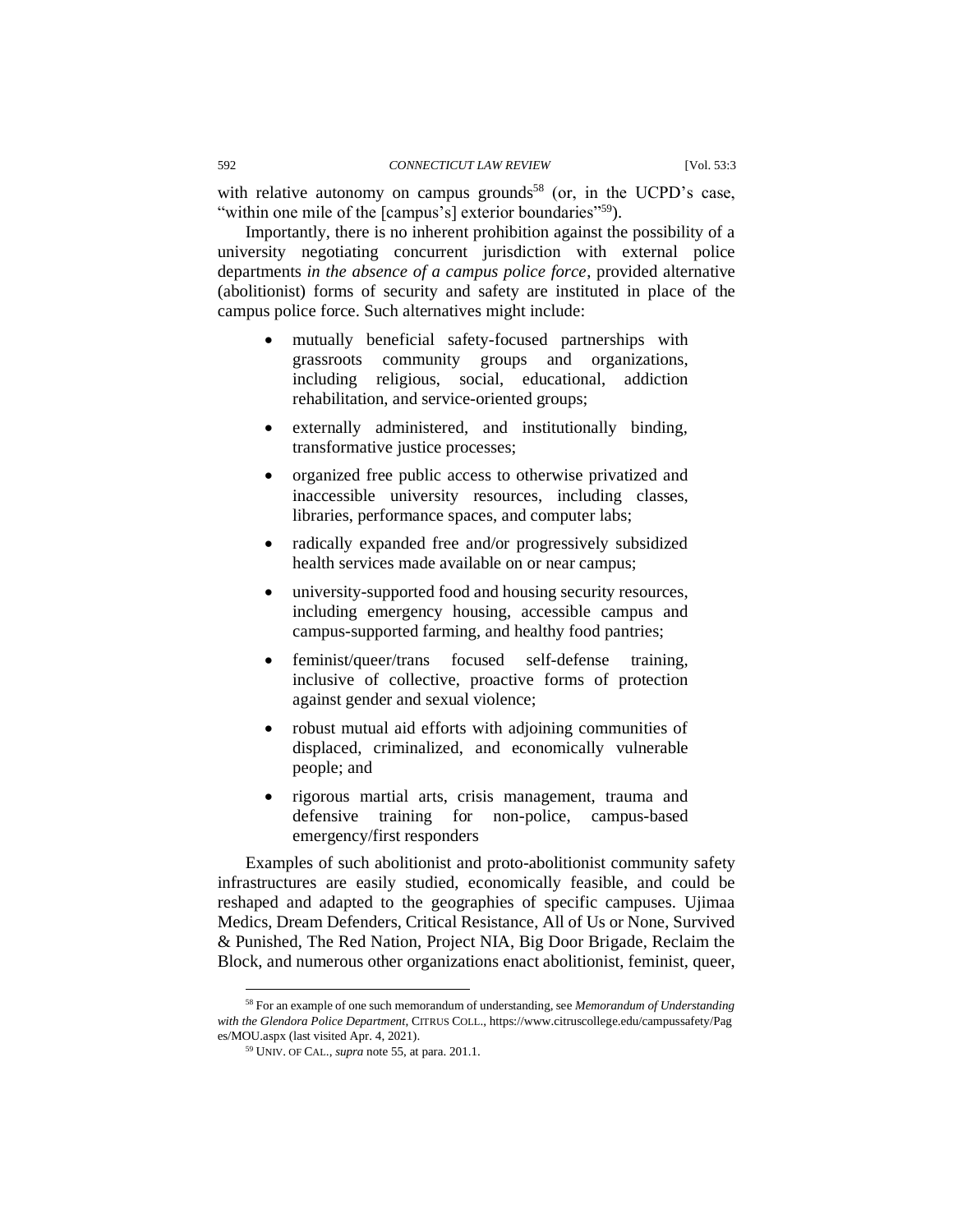with relative autonomy on campus grounds[58] (or, in the UCPD's case, "within one mile of the [campus's] exterior boundaries"[59]).

Importantly, there is no inherent prohibition against the possibility of a university negotiating concurrent jurisdiction with external police departments *in the absence of a campus police force*, provided alternative (abolitionist) forms of security and safety are instituted in place of the campus police force. Such alternatives might include:

- mutually beneficial safety-focused partnerships with grassroots community groups and organizations, including religious, social, educational, addiction rehabilitation, and service-oriented groups;
- externally administered, and institutionally binding, transformative justice processes;
- organized free public access to otherwise privatized and inaccessible university resources, including classes, libraries, performance spaces, and computer labs;
- radically expanded free and/or progressively subsidized health services made available on or near campus;
- university-supported food and housing security resources, including emergency housing, accessible campus and campus-supported farming, and healthy food pantries;
- feminist/queer/trans focused self-defense training, inclusive of collective, proactive forms of protection against gender and sexual violence;
- robust mutual aid efforts with adjoining communities of displaced, criminalized, and economically vulnerable people; and
- rigorous martial arts, crisis management, trauma and defensive training for non-police, campus-based emergency/first responders

Examples of such abolitionist and proto-abolitionist community safety infrastructures are easily studied, economically feasible, and could be reshaped and adapted to the geographies of specific campuses. Ujimaa Medics, Dream Defenders, Critical Resistance, All of Us or None, Survived & Punished, The Red Nation, Project NIA, Big Door Brigade, Reclaim the Block, and numerous other organizations enact abolitionist, feminist, queer,

---

[58] For an example of one such memorandum of understanding, see *Memorandum of Understanding with the Glendora Police Department*, CITRUS COLL., https://www.citruscollege.edu/campussafety/Pages/MOU.aspx (last visited Apr. 4, 2021).

[59] UNIV. OF CAL., *supra* note 55, at para. 201.1.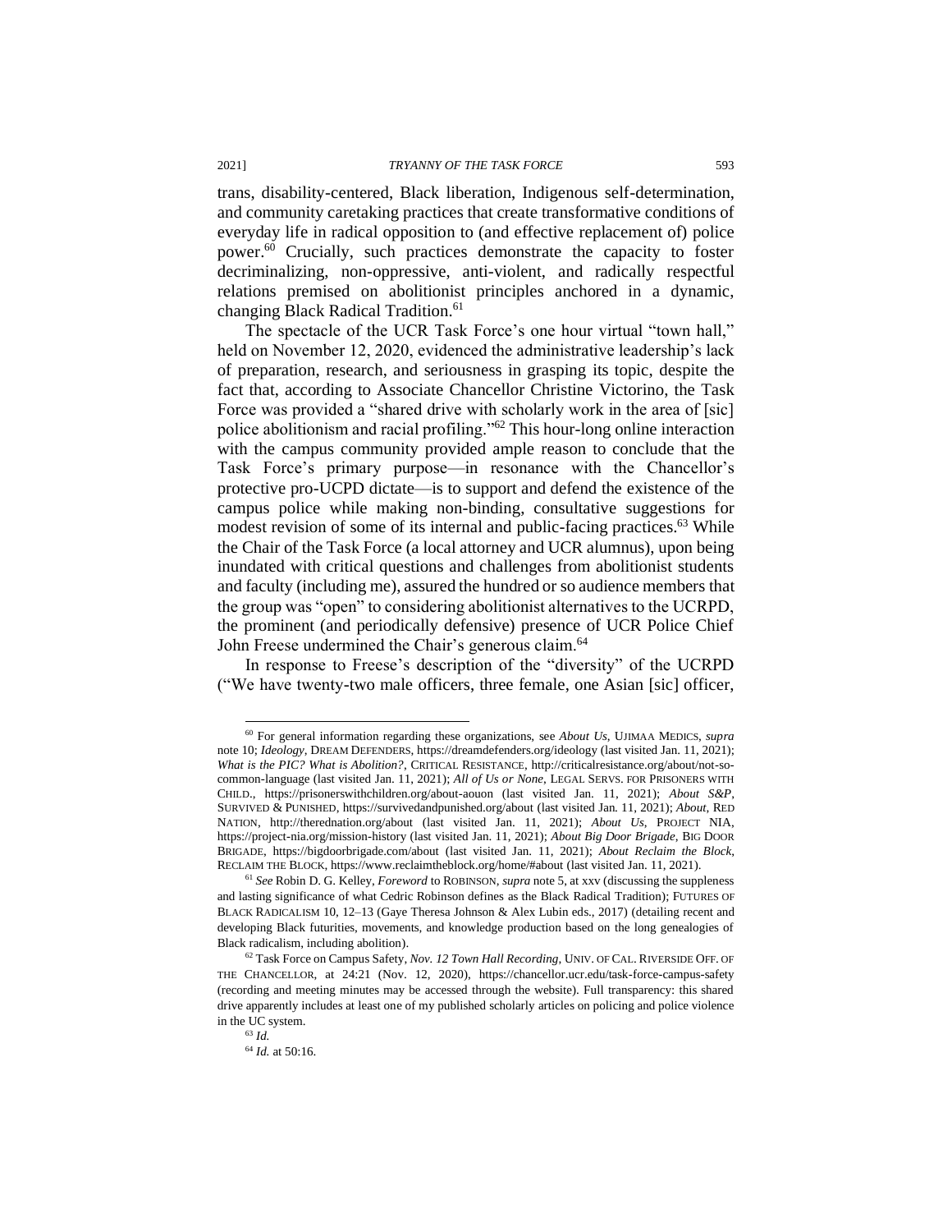trans, disability-centered, Black liberation, Indigenous self-determination, and community caretaking practices that create transformative conditions of everyday life in radical opposition to (and effective replacement of) police power.[60] Crucially, such practices demonstrate the capacity to foster decriminalizing, non-oppressive, anti-violent, and radically respectful relations premised on abolitionist principles anchored in a dynamic, changing Black Radical Tradition.[61]

The spectacle of the UCR Task Force's one hour virtual "town hall," held on November 12, 2020, evidenced the administrative leadership's lack of preparation, research, and seriousness in grasping its topic, despite the fact that, according to Associate Chancellor Christine Victorino, the Task Force was provided a "shared drive with scholarly work in the area of [sic] police abolitionism and racial profiling."[62] This hour-long online interaction with the campus community provided ample reason to conclude that the Task Force's primary purpose—in resonance with the Chancellor's protective pro-UCPD dictate—is to support and defend the existence of the campus police while making non-binding, consultative suggestions for modest revision of some of its internal and public-facing practices.[63] While the Chair of the Task Force (a local attorney and UCR alumnus), upon being inundated with critical questions and challenges from abolitionist students and faculty (including me), assured the hundred or so audience members that the group was "open" to considering abolitionist alternatives to the UCRPD, the prominent (and periodically defensive) presence of UCR Police Chief John Freese undermined the Chair's generous claim.[64]

In response to Freese's description of the "diversity" of the UCRPD ("We have twenty-two male officers, three female, one Asian [sic] officer,

---

[60] For general information regarding these organizations, see *About Us*, UJIMAA MEDICS, *supra* note 10; *Ideology*, DREAM DEFENDERS, https://dreamdefenders.org/ideology (last visited Jan. 11, 2021); *What is the PIC? What is Abolition?*, CRITICAL RESISTANCE, http://criticalresistance.org/about/not-so-common-language (last visited Jan. 11, 2021); *All of Us or None*, LEGAL SERVS. FOR PRISONERS WITH CHILD., https://prisonerswithchildren.org/about-aouon (last visited Jan. 11, 2021); *About S&P*, SURVIVED & PUNISHED, https://survivedandpunished.org/about (last visited Jan. 11, 2021); *About*, RED NATION, http://therednation.org/about (last visited Jan. 11, 2021); *About Us*, PROJECT NIA, https://project-nia.org/mission-history (last visited Jan. 11, 2021); *About Big Door Brigade*, BIG DOOR BRIGADE, https://bigdoorbrigade.com/about (last visited Jan. 11, 2021); *About Reclaim the Block*, RECLAIM THE BLOCK, https://www.reclaimtheblock.org/home/#about (last visited Jan. 11, 2021).

[61] *See* Robin D. G. Kelley, *Foreword* to ROBINSON, *supra* note 5, at xxv (discussing the suppleness and lasting significance of what Cedric Robinson defines as the Black Radical Tradition); FUTURES OF BLACK RADICALISM 10, 12–13 (Gaye Theresa Johnson & Alex Lubin eds., 2017) (detailing recent and developing Black futurities, movements, and knowledge production based on the long genealogies of Black radicalism, including abolition).

[62] Task Force on Campus Safety, *Nov. 12 Town Hall Recording*, UNIV. OF CAL. RIVERSIDE OFF. OF THE CHANCELLOR, at 24:21 (Nov. 12, 2020), https://chancellor.ucr.edu/task-force-campus-safety (recording and meeting minutes may be accessed through the website). Full transparency: this shared drive apparently includes at least one of my published scholarly articles on policing and police violence in the UC system.

[63] *Id.*

[64] *Id.* at 50:16.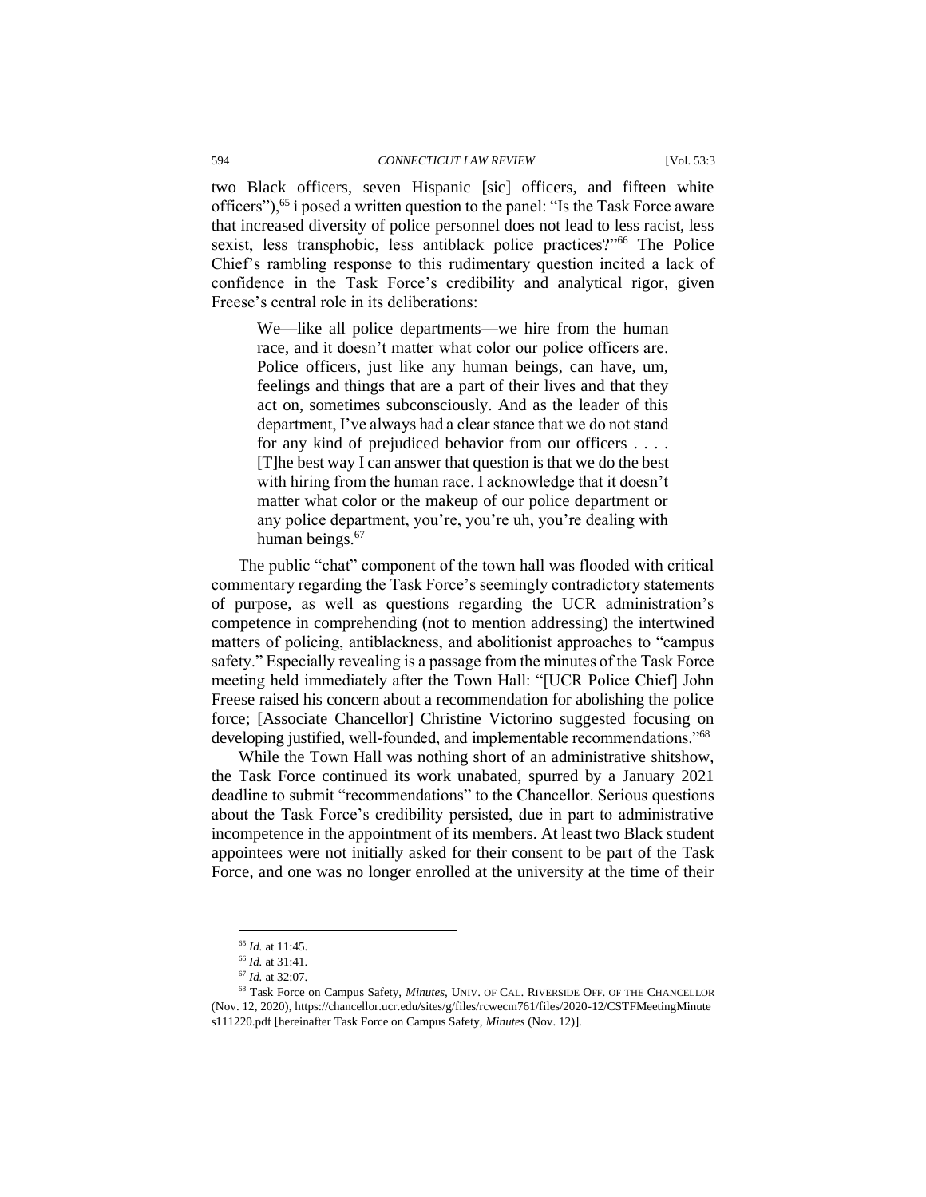two Black officers, seven Hispanic [sic] officers, and fifteen white officers"),[65] i posed a written question to the panel: "Is the Task Force aware that increased diversity of police personnel does not lead to less racist, less sexist, less transphobic, less antiblack police practices?"[66] The Police Chief's rambling response to this rudimentary question incited a lack of confidence in the Task Force's credibility and analytical rigor, given Freese's central role in its deliberations:

> We—like all police departments—we hire from the human race, and it doesn't matter what color our police officers are. Police officers, just like any human beings, can have, um, feelings and things that are a part of their lives and that they act on, sometimes subconsciously. And as the leader of this department, I've always had a clear stance that we do not stand for any kind of prejudiced behavior from our officers . . . . [T]he best way I can answer that question is that we do the best with hiring from the human race. I acknowledge that it doesn't matter what color or the makeup of our police department or any police department, you're, you're uh, you're dealing with human beings.[67]

The public "chat" component of the town hall was flooded with critical commentary regarding the Task Force's seemingly contradictory statements of purpose, as well as questions regarding the UCR administration's competence in comprehending (not to mention addressing) the intertwined matters of policing, antiblackness, and abolitionist approaches to "campus safety." Especially revealing is a passage from the minutes of the Task Force meeting held immediately after the Town Hall: "[UCR Police Chief] John Freese raised his concern about a recommendation for abolishing the police force; [Associate Chancellor] Christine Victorino suggested focusing on developing justified, well-founded, and implementable recommendations."[68]

While the Town Hall was nothing short of an administrative shitshow, the Task Force continued its work unabated, spurred by a January 2021 deadline to submit "recommendations" to the Chancellor. Serious questions about the Task Force's credibility persisted, due in part to administrative incompetence in the appointment of its members. At least two Black student appointees were not initially asked for their consent to be part of the Task Force, and one was no longer enrolled at the university at the time of their

---

[65] *Id.* at 11:45.

[66] *Id.* at 31:41.

[67] *Id.* at 32:07.

[68] Task Force on Campus Safety, *Minutes*, UNIV. OF CAL. RIVERSIDE OFF. OF THE CHANCELLOR (Nov. 12, 2020), https://chancellor.ucr.edu/sites/g/files/rcwecm761/files/2020-12/CSTFMeetingMinutes111220.pdf [hereinafter Task Force on Campus Safety, *Minutes* (Nov. 12)].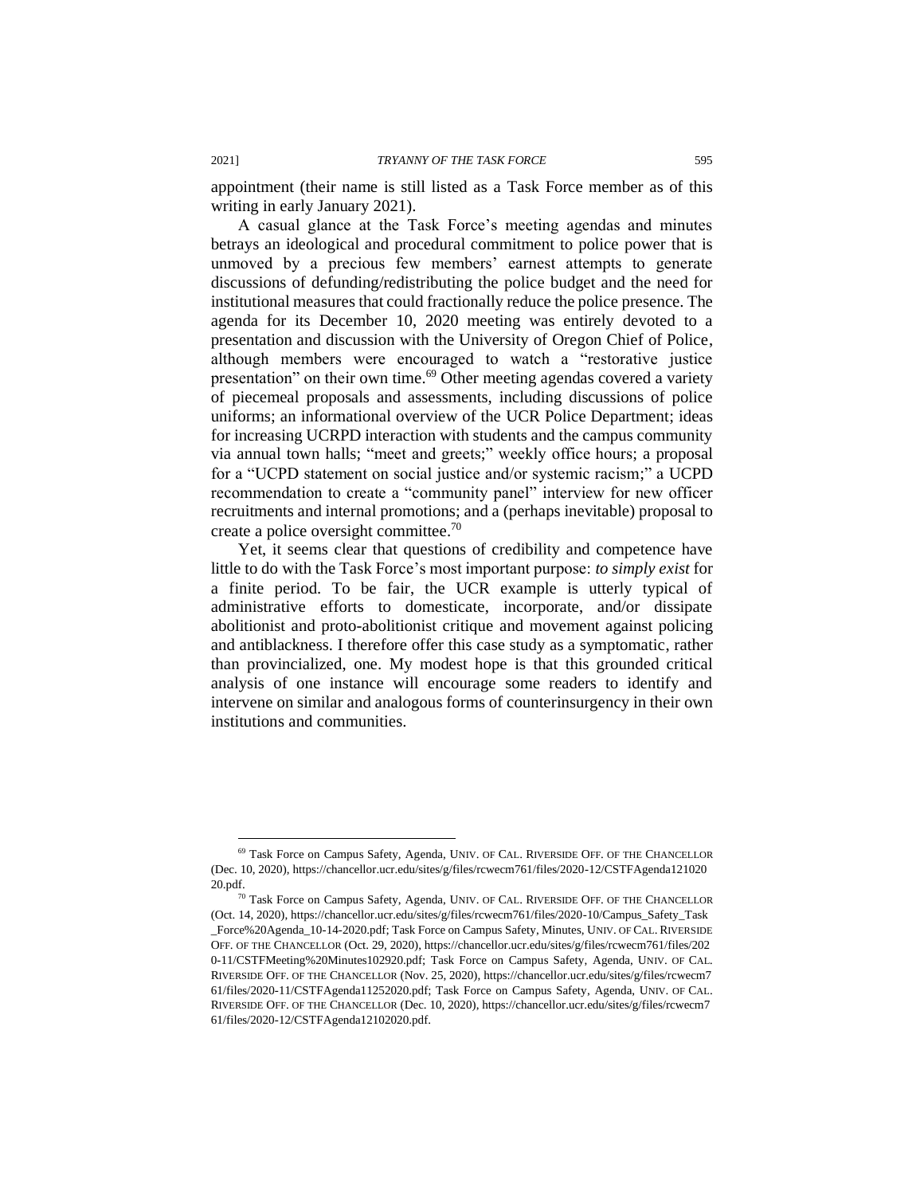appointment (their name is still listed as a Task Force member as of this writing in early January 2021).

A casual glance at the Task Force's meeting agendas and minutes betrays an ideological and procedural commitment to police power that is unmoved by a precious few members' earnest attempts to generate discussions of defunding/redistributing the police budget and the need for institutional measures that could fractionally reduce the police presence. The agenda for its December 10, 2020 meeting was entirely devoted to a presentation and discussion with the University of Oregon Chief of Police, although members were encouraged to watch a "restorative justice presentation" on their own time.[69] Other meeting agendas covered a variety of piecemeal proposals and assessments, including discussions of police uniforms; an informational overview of the UCR Police Department; ideas for increasing UCRPD interaction with students and the campus community via annual town halls; "meet and greets;" weekly office hours; a proposal for a "UCPD statement on social justice and/or systemic racism;" a UCPD recommendation to create a "community panel" interview for new officer recruitments and internal promotions; and a (perhaps inevitable) proposal to create a police oversight committee.[70]

Yet, it seems clear that questions of credibility and competence have little to do with the Task Force's most important purpose: *to simply exist* for a finite period. To be fair, the UCR example is utterly typical of administrative efforts to domesticate, incorporate, and/or dissipate abolitionist and proto-abolitionist critique and movement against policing and antiblackness. I therefore offer this case study as a symptomatic, rather than provincialized, one. My modest hope is that this grounded critical analysis of one instance will encourage some readers to identify and intervene on similar and analogous forms of counterinsurgency in their own institutions and communities.

---

[69] Task Force on Campus Safety, Agenda, UNIV. OF CAL. RIVERSIDE OFF. OF THE CHANCELLOR (Dec. 10, 2020), https://chancellor.ucr.edu/sites/g/files/rcwecm761/files/2020-12/CSTFAgenda12102020.pdf.

[70] Task Force on Campus Safety, Agenda, UNIV. OF CAL. RIVERSIDE OFF. OF THE CHANCELLOR (Oct. 14, 2020), https://chancellor.ucr.edu/sites/g/files/rcwecm761/files/2020-10/Campus_Safety_Task_Force%20Agenda_10-14-2020.pdf; Task Force on Campus Safety, Minutes, UNIV. OF CAL. RIVERSIDE OFF. OF THE CHANCELLOR (Oct. 29, 2020), https://chancellor.ucr.edu/sites/g/files/rcwecm761/files/2020-11/CSTFMeeting%20Minutes102920.pdf; Task Force on Campus Safety, Agenda, UNIV. OF CAL. RIVERSIDE OFF. OF THE CHANCELLOR (Nov. 25, 2020), https://chancellor.ucr.edu/sites/g/files/rcwecm761/files/2020-11/CSTFAgenda11252020.pdf; Task Force on Campus Safety, Agenda, UNIV. OF CAL. RIVERSIDE OFF. OF THE CHANCELLOR (Dec. 10, 2020), https://chancellor.ucr.edu/sites/g/files/rcwecm761/files/2020-12/CSTFAgenda12102020.pdf.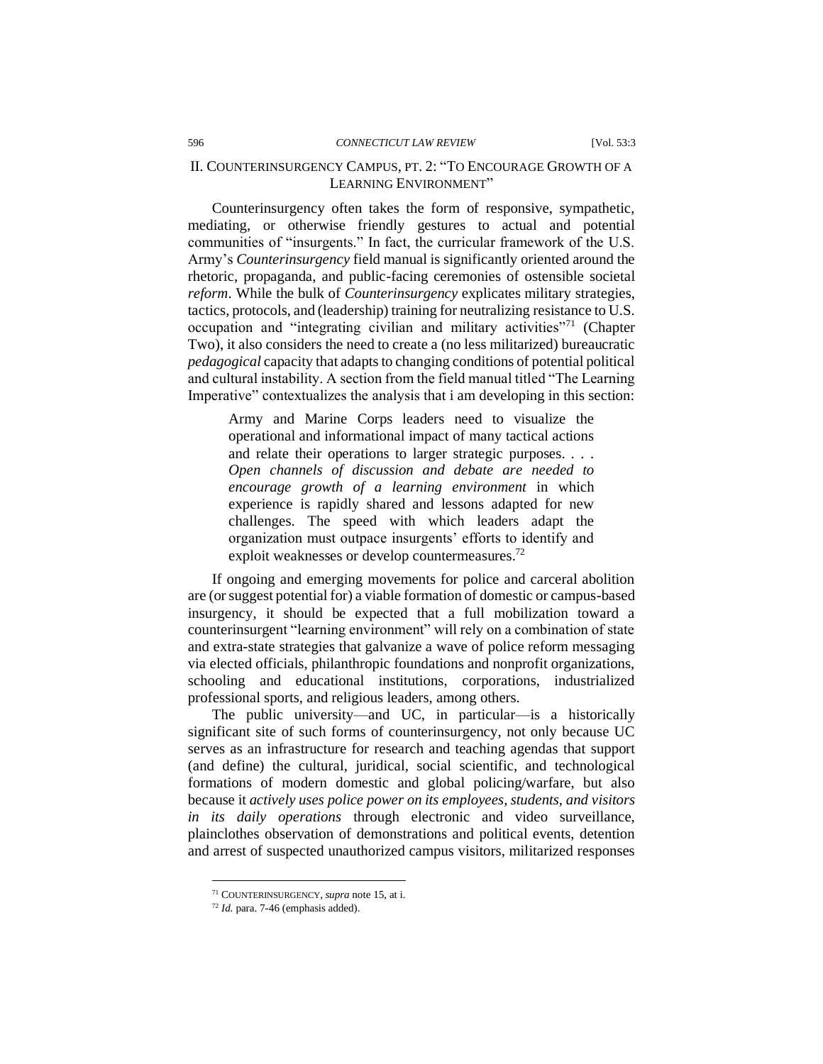## II. COUNTERINSURGENCY CAMPUS, PT. 2: "TO ENCOURAGE GROWTH OF A LEARNING ENVIRONMENT"

Counterinsurgency often takes the form of responsive, sympathetic, mediating, or otherwise friendly gestures to actual and potential communities of "insurgents." In fact, the curricular framework of the U.S. Army's *Counterinsurgency* field manual is significantly oriented around the rhetoric, propaganda, and public-facing ceremonies of ostensible societal *reform*. While the bulk of *Counterinsurgency* explicates military strategies, tactics, protocols, and (leadership) training for neutralizing resistance to U.S. occupation and "integrating civilian and military activities"[71] (Chapter Two), it also considers the need to create a (no less militarized) bureaucratic *pedagogical* capacity that adapts to changing conditions of potential political and cultural instability. A section from the field manual titled "The Learning Imperative" contextualizes the analysis that i am developing in this section:

> Army and Marine Corps leaders need to visualize the operational and informational impact of many tactical actions and relate their operations to larger strategic purposes. . . . *Open channels of discussion and debate are needed to encourage growth of a learning environment* in which experience is rapidly shared and lessons adapted for new challenges. The speed with which leaders adapt the organization must outpace insurgents' efforts to identify and exploit weaknesses or develop countermeasures.[72]

If ongoing and emerging movements for police and carceral abolition are (or suggest potential for) a viable formation of domestic or campus-based insurgency, it should be expected that a full mobilization toward a counterinsurgent "learning environment" will rely on a combination of state and extra-state strategies that galvanize a wave of police reform messaging via elected officials, philanthropic foundations and nonprofit organizations, schooling and educational institutions, corporations, industrialized professional sports, and religious leaders, among others.

The public university—and UC, in particular—is a historically significant site of such forms of counterinsurgency, not only because UC serves as an infrastructure for research and teaching agendas that support (and define) the cultural, juridical, social scientific, and technological formations of modern domestic and global policing/warfare, but also because it *actively uses police power on its employees, students, and visitors in its daily operations* through electronic and video surveillance, plainclothes observation of demonstrations and political events, detention and arrest of suspected unauthorized campus visitors, militarized responses

[71] COUNTERINSURGENCY, *supra* note 15, at i.

[72] *Id.* para. 7-46 (emphasis added).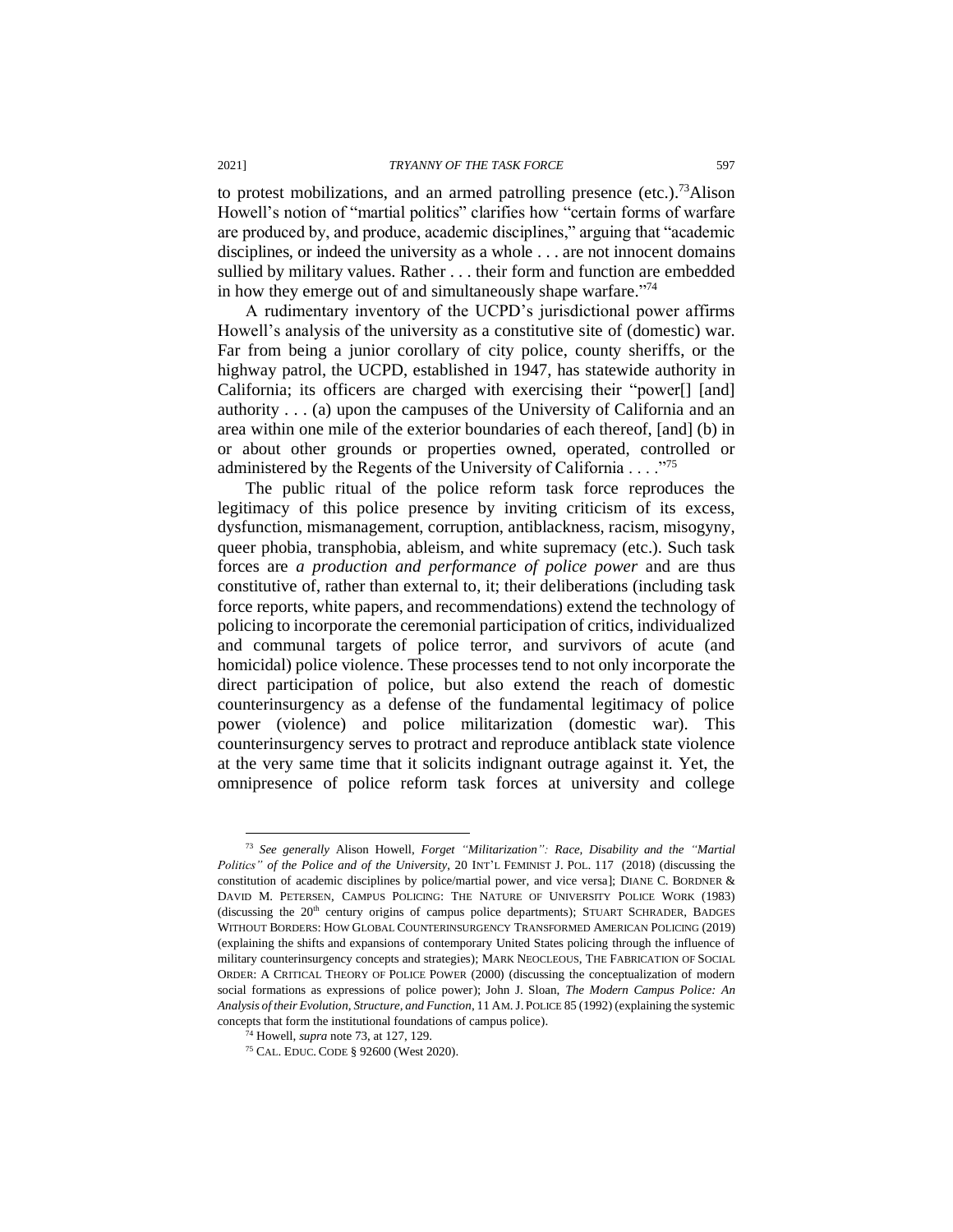to protest mobilizations, and an armed patrolling presence (etc.).[73]Alison Howell's notion of "martial politics" clarifies how "certain forms of warfare are produced by, and produce, academic disciplines," arguing that "academic disciplines, or indeed the university as a whole . . . are not innocent domains sullied by military values. Rather . . . their form and function are embedded in how they emerge out of and simultaneously shape warfare."[74]

A rudimentary inventory of the UCPD's jurisdictional power affirms Howell's analysis of the university as a constitutive site of (domestic) war. Far from being a junior corollary of city police, county sheriffs, or the highway patrol, the UCPD, established in 1947, has statewide authority in California; its officers are charged with exercising their "power[] [and] authority . . . (a) upon the campuses of the University of California and an area within one mile of the exterior boundaries of each thereof, [and] (b) in or about other grounds or properties owned, operated, controlled or administered by the Regents of the University of California . . . ."[75]

The public ritual of the police reform task force reproduces the legitimacy of this police presence by inviting criticism of its excess, dysfunction, mismanagement, corruption, antiblackness, racism, misogyny, queer phobia, transphobia, ableism, and white supremacy (etc.). Such task forces are *a production and performance of police power* and are thus constitutive of, rather than external to, it; their deliberations (including task force reports, white papers, and recommendations) extend the technology of policing to incorporate the ceremonial participation of critics, individualized and communal targets of police terror, and survivors of acute (and homicidal) police violence. These processes tend to not only incorporate the direct participation of police, but also extend the reach of domestic counterinsurgency as a defense of the fundamental legitimacy of police power (violence) and police militarization (domestic war). This counterinsurgency serves to protract and reproduce antiblack state violence at the very same time that it solicits indignant outrage against it. Yet, the omnipresence of police reform task forces at university and college

---

[73] *See generally* Alison Howell, *Forget "Militarization": Race, Disability and the "Martial Politics" of the Police and of the University*, 20 INT'L FEMINIST J. POL. 117 (2018) (discussing the constitution of academic disciplines by police/martial power, and vice versa]; DIANE C. BORDNER & DAVID M. PETERSEN, CAMPUS POLICING: THE NATURE OF UNIVERSITY POLICE WORK (1983) (discussing the 20th century origins of campus police departments); STUART SCHRADER, BADGES WITHOUT BORDERS: HOW GLOBAL COUNTERINSURGENCY TRANSFORMED AMERICAN POLICING (2019) (explaining the shifts and expansions of contemporary United States policing through the influence of military counterinsurgency concepts and strategies); MARK NEOCLEOUS, THE FABRICATION OF SOCIAL ORDER: A CRITICAL THEORY OF POLICE POWER (2000) (discussing the conceptualization of modern social formations as expressions of police power); John J. Sloan, *The Modern Campus Police: An Analysis of their Evolution, Structure, and Function*, 11 AM. J. POLICE 85 (1992) (explaining the systemic concepts that form the institutional foundations of campus police).

[74] Howell, *supra* note 73, at 127, 129.

[75] CAL. EDUC. CODE § 92600 (West 2020).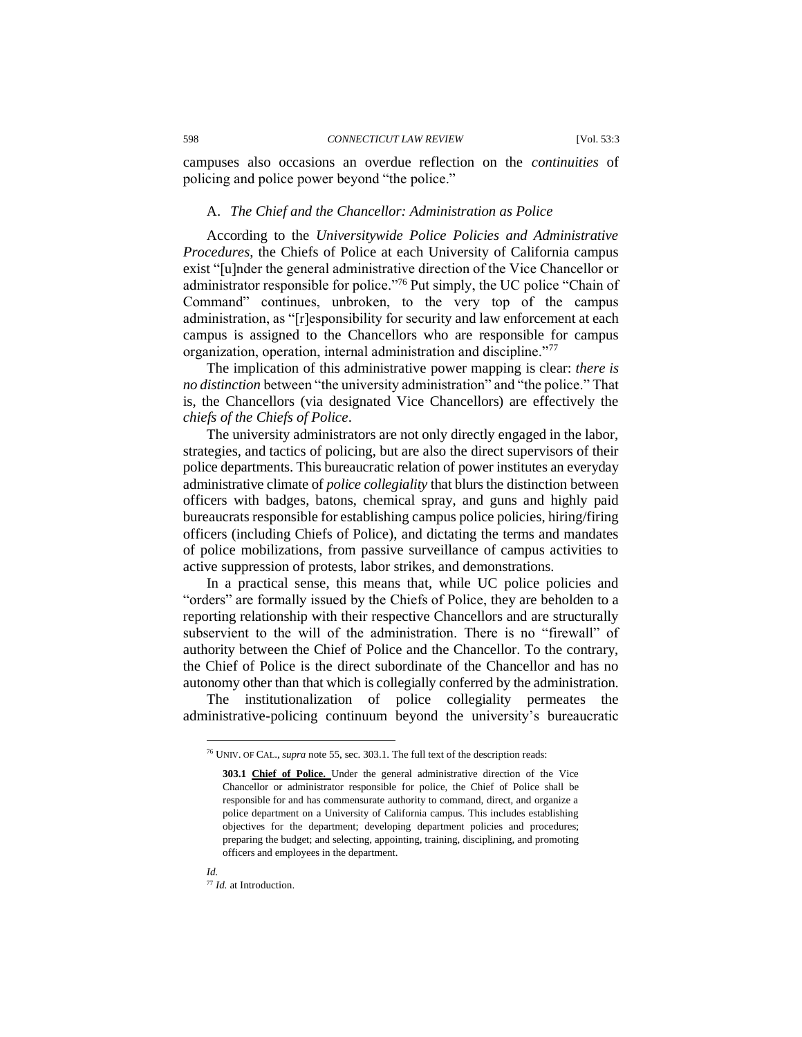campuses also occasions an overdue reflection on the *continuities* of policing and police power beyond "the police."

### A. *The Chief and the Chancellor: Administration as Police*

According to the *Universitywide Police Policies and Administrative Procedures*, the Chiefs of Police at each University of California campus exist "[u]nder the general administrative direction of the Vice Chancellor or administrator responsible for police."[76] Put simply, the UC police "Chain of Command" continues, unbroken, to the very top of the campus administration, as "[r]esponsibility for security and law enforcement at each campus is assigned to the Chancellors who are responsible for campus organization, operation, internal administration and discipline."[77]

The implication of this administrative power mapping is clear: *there is no distinction* between "the university administration" and "the police." That is, the Chancellors (via designated Vice Chancellors) are effectively the *chiefs of the Chiefs of Police*.

The university administrators are not only directly engaged in the labor, strategies, and tactics of policing, but are also the direct supervisors of their police departments. This bureaucratic relation of power institutes an everyday administrative climate of *police collegiality* that blurs the distinction between officers with badges, batons, chemical spray, and guns and highly paid bureaucrats responsible for establishing campus police policies, hiring/firing officers (including Chiefs of Police), and dictating the terms and mandates of police mobilizations, from passive surveillance of campus activities to active suppression of protests, labor strikes, and demonstrations.

In a practical sense, this means that, while UC police policies and "orders" are formally issued by the Chiefs of Police, they are beholden to a reporting relationship with their respective Chancellors and are structurally subservient to the will of the administration. There is no "firewall" of authority between the Chief of Police and the Chancellor. To the contrary, the Chief of Police is the direct subordinate of the Chancellor and has no autonomy other than that which is collegially conferred by the administration.

The institutionalization of police collegiality permeates the administrative-policing continuum beyond the university's bureaucratic

---

[76] UNIV. OF CAL., *supra* note 55, sec. 303.1. The full text of the description reads:

> **303.1 Chief of Police.** Under the general administrative direction of the Vice Chancellor or administrator responsible for police, the Chief of Police shall be responsible for and has commensurate authority to command, direct, and organize a police department on a University of California campus. This includes establishing objectives for the department; developing department policies and procedures; preparing the budget; and selecting, appointing, training, disciplining, and promoting officers and employees in the department.

*Id.*

[77] *Id.* at Introduction.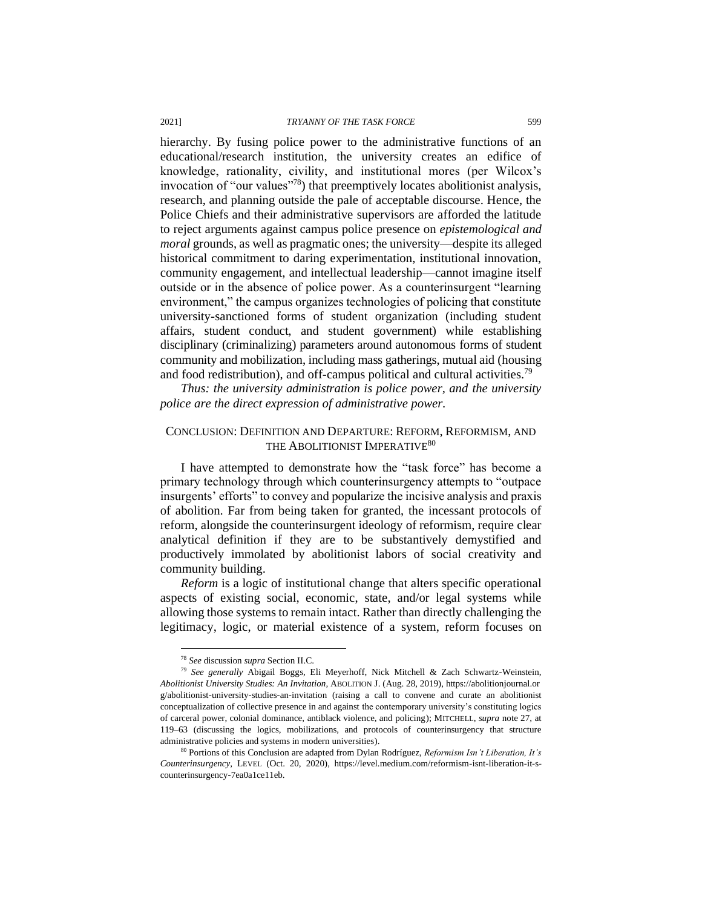hierarchy. By fusing police power to the administrative functions of an educational/research institution, the university creates an edifice of knowledge, rationality, civility, and institutional mores (per Wilcox's invocation of "our values"[78]) that preemptively locates abolitionist analysis, research, and planning outside the pale of acceptable discourse. Hence, the Police Chiefs and their administrative supervisors are afforded the latitude to reject arguments against campus police presence on *epistemological and moral* grounds, as well as pragmatic ones; the university—despite its alleged historical commitment to daring experimentation, institutional innovation, community engagement, and intellectual leadership—cannot imagine itself outside or in the absence of police power. As a counterinsurgent "learning environment," the campus organizes technologies of policing that constitute university-sanctioned forms of student organization (including student affairs, student conduct, and student government) while establishing disciplinary (criminalizing) parameters around autonomous forms of student community and mobilization, including mass gatherings, mutual aid (housing and food redistribution), and off-campus political and cultural activities.[79]

*Thus: the university administration is police power, and the university police are the direct expression of administrative power.*

## CONCLUSION: DEFINITION AND DEPARTURE: REFORM, REFORMISM, AND THE ABOLITIONIST IMPERATIVE[80]

I have attempted to demonstrate how the "task force" has become a primary technology through which counterinsurgency attempts to "outpace insurgents' efforts" to convey and popularize the incisive analysis and praxis of abolition. Far from being taken for granted, the incessant protocols of reform, alongside the counterinsurgent ideology of reformism, require clear analytical definition if they are to be substantively demystified and productively immolated by abolitionist labors of social creativity and community building.

*Reform* is a logic of institutional change that alters specific operational aspects of existing social, economic, state, and/or legal systems while allowing those systems to remain intact. Rather than directly challenging the legitimacy, logic, or material existence of a system, reform focuses on

---

[78] *See* discussion *supra* Section II.C.

[79] *See generally* Abigail Boggs, Eli Meyerhoff, Nick Mitchell & Zach Schwartz-Weinstein, *Abolitionist University Studies: An Invitation*, ABOLITION J. (Aug. 28, 2019), https://abolitionjournal.org/abolitionist-university-studies-an-invitation (raising a call to convene and curate an abolitionist conceptualization of collective presence in and against the contemporary university's constituting logics of carceral power, colonial dominance, antiblack violence, and policing); MITCHELL, *supra* note 27, at 119–63 (discussing the logics, mobilizations, and protocols of counterinsurgency that structure administrative policies and systems in modern universities).

[80] Portions of this Conclusion are adapted from Dylan Rodríguez, *Reformism Isn't Liberation, It's Counterinsurgency*, LEVEL (Oct. 20, 2020), https://level.medium.com/reformism-isnt-liberation-it-s-counterinsurgency-7ea0a1ce11eb.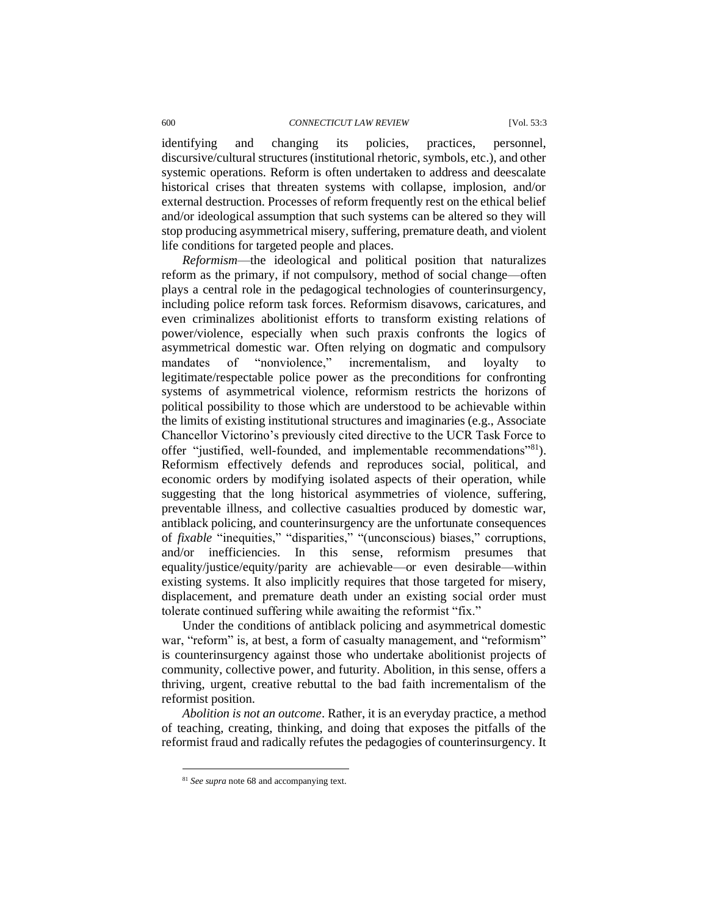identifying and changing its policies, practices, personnel, discursive/cultural structures (institutional rhetoric, symbols, etc.), and other systemic operations. Reform is often undertaken to address and deescalate historical crises that threaten systems with collapse, implosion, and/or external destruction. Processes of reform frequently rest on the ethical belief and/or ideological assumption that such systems can be altered so they will stop producing asymmetrical misery, suffering, premature death, and violent life conditions for targeted people and places.

*Reformism*—the ideological and political position that naturalizes reform as the primary, if not compulsory, method of social change—often plays a central role in the pedagogical technologies of counterinsurgency, including police reform task forces. Reformism disavows, caricatures, and even criminalizes abolitionist efforts to transform existing relations of power/violence, especially when such praxis confronts the logics of asymmetrical domestic war. Often relying on dogmatic and compulsory mandates of "nonviolence," incrementalism, and loyalty to legitimate/respectable police power as the preconditions for confronting systems of asymmetrical violence, reformism restricts the horizons of political possibility to those which are understood to be achievable within the limits of existing institutional structures and imaginaries (e.g., Associate Chancellor Victorino's previously cited directive to the UCR Task Force to offer "justified, well-founded, and implementable recommendations"[81]). Reformism effectively defends and reproduces social, political, and economic orders by modifying isolated aspects of their operation, while suggesting that the long historical asymmetries of violence, suffering, preventable illness, and collective casualties produced by domestic war, antiblack policing, and counterinsurgency are the unfortunate consequences of *fixable* "inequities," "disparities," "(unconscious) biases," corruptions, and/or inefficiencies. In this sense, reformism presumes that equality/justice/equity/parity are achievable—or even desirable—within existing systems. It also implicitly requires that those targeted for misery, displacement, and premature death under an existing social order must tolerate continued suffering while awaiting the reformist "fix."

Under the conditions of antiblack policing and asymmetrical domestic war, "reform" is, at best, a form of casualty management, and "reformism" is counterinsurgency against those who undertake abolitionist projects of community, collective power, and futurity. Abolition, in this sense, offers a thriving, urgent, creative rebuttal to the bad faith incrementalism of the reformist position.

*Abolition is not an outcome*. Rather, it is an everyday practice, a method of teaching, creating, thinking, and doing that exposes the pitfalls of the reformist fraud and radically refutes the pedagogies of counterinsurgency. It

---

[81] *See supra* note 68 and accompanying text.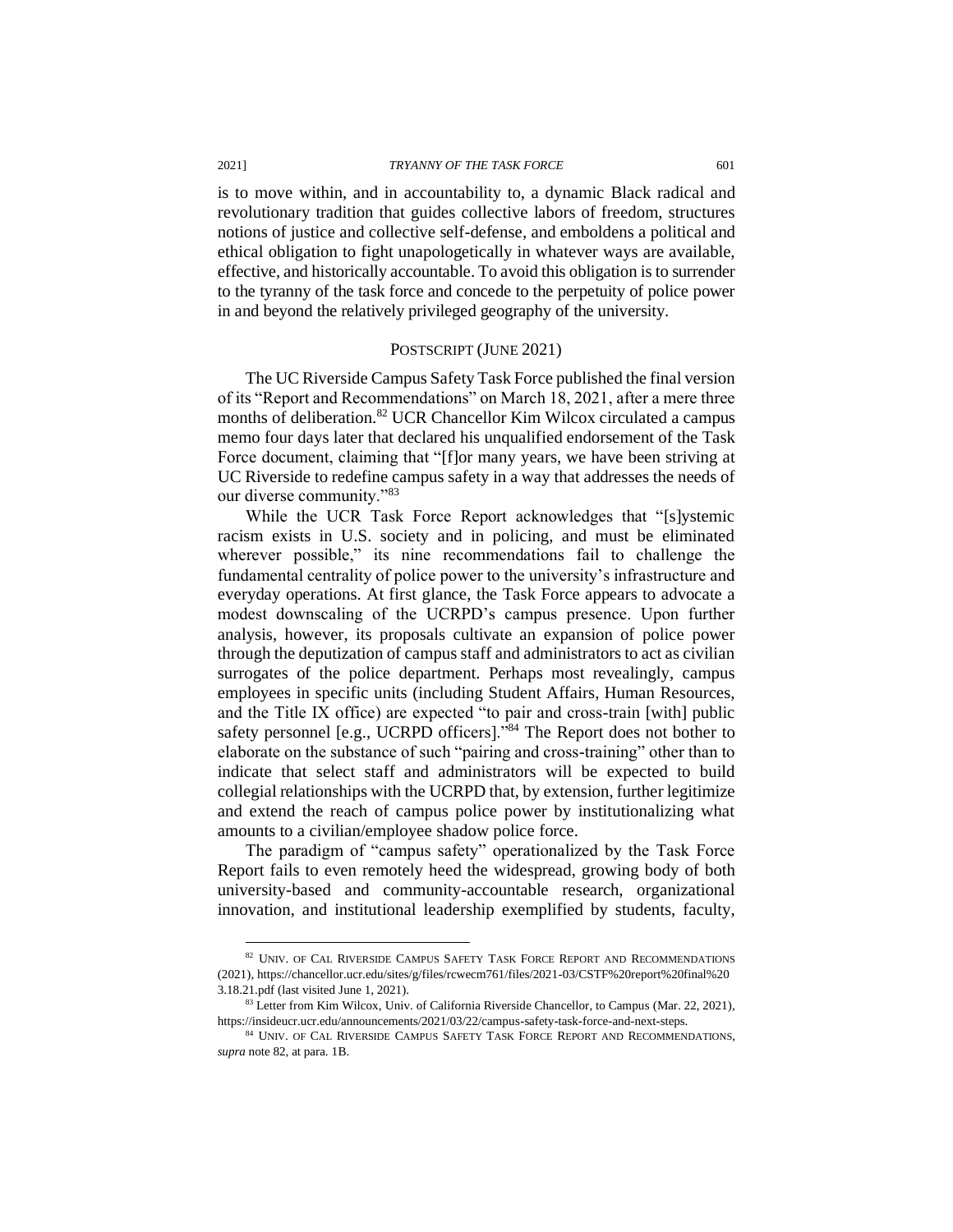is to move within, and in accountability to, a dynamic Black radical and revolutionary tradition that guides collective labors of freedom, structures notions of justice and collective self-defense, and emboldens a political and ethical obligation to fight unapologetically in whatever ways are available, effective, and historically accountable. To avoid this obligation is to surrender to the tyranny of the task force and concede to the perpetuity of police power in and beyond the relatively privileged geography of the university.

## POSTSCRIPT (JUNE 2021)

The UC Riverside Campus Safety Task Force published the final version of its "Report and Recommendations" on March 18, 2021, after a mere three months of deliberation.[82] UCR Chancellor Kim Wilcox circulated a campus memo four days later that declared his unqualified endorsement of the Task Force document, claiming that "[f]or many years, we have been striving at UC Riverside to redefine campus safety in a way that addresses the needs of our diverse community."[83]

While the UCR Task Force Report acknowledges that "[s]ystemic racism exists in U.S. society and in policing, and must be eliminated wherever possible," its nine recommendations fail to challenge the fundamental centrality of police power to the university's infrastructure and everyday operations. At first glance, the Task Force appears to advocate a modest downscaling of the UCRPD's campus presence. Upon further analysis, however, its proposals cultivate an expansion of police power through the deputization of campus staff and administrators to act as civilian surrogates of the police department. Perhaps most revealingly, campus employees in specific units (including Student Affairs, Human Resources, and the Title IX office) are expected "to pair and cross-train [with] public safety personnel [e.g., UCRPD officers]."[84] The Report does not bother to elaborate on the substance of such "pairing and cross-training" other than to indicate that select staff and administrators will be expected to build collegial relationships with the UCRPD that, by extension, further legitimize and extend the reach of campus police power by institutionalizing what amounts to a civilian/employee shadow police force.

The paradigm of "campus safety" operationalized by the Task Force Report fails to even remotely heed the widespread, growing body of both university-based and community-accountable research, organizational innovation, and institutional leadership exemplified by students, faculty,

---

[82] UNIV. OF CAL RIVERSIDE CAMPUS SAFETY TASK FORCE REPORT AND RECOMMENDATIONS (2021), https://chancellor.ucr.edu/sites/g/files/rcwecm761/files/2021-03/CSTF%20report%20final%20 3.18.21.pdf (last visited June 1, 2021).

[83] Letter from Kim Wilcox, Univ. of California Riverside Chancellor, to Campus (Mar. 22, 2021), https://insideucr.ucr.edu/announcements/2021/03/22/campus-safety-task-force-and-next-steps.

[84] UNIV. OF CAL RIVERSIDE CAMPUS SAFETY TASK FORCE REPORT AND RECOMMENDATIONS, *supra* note 82, at para. 1B.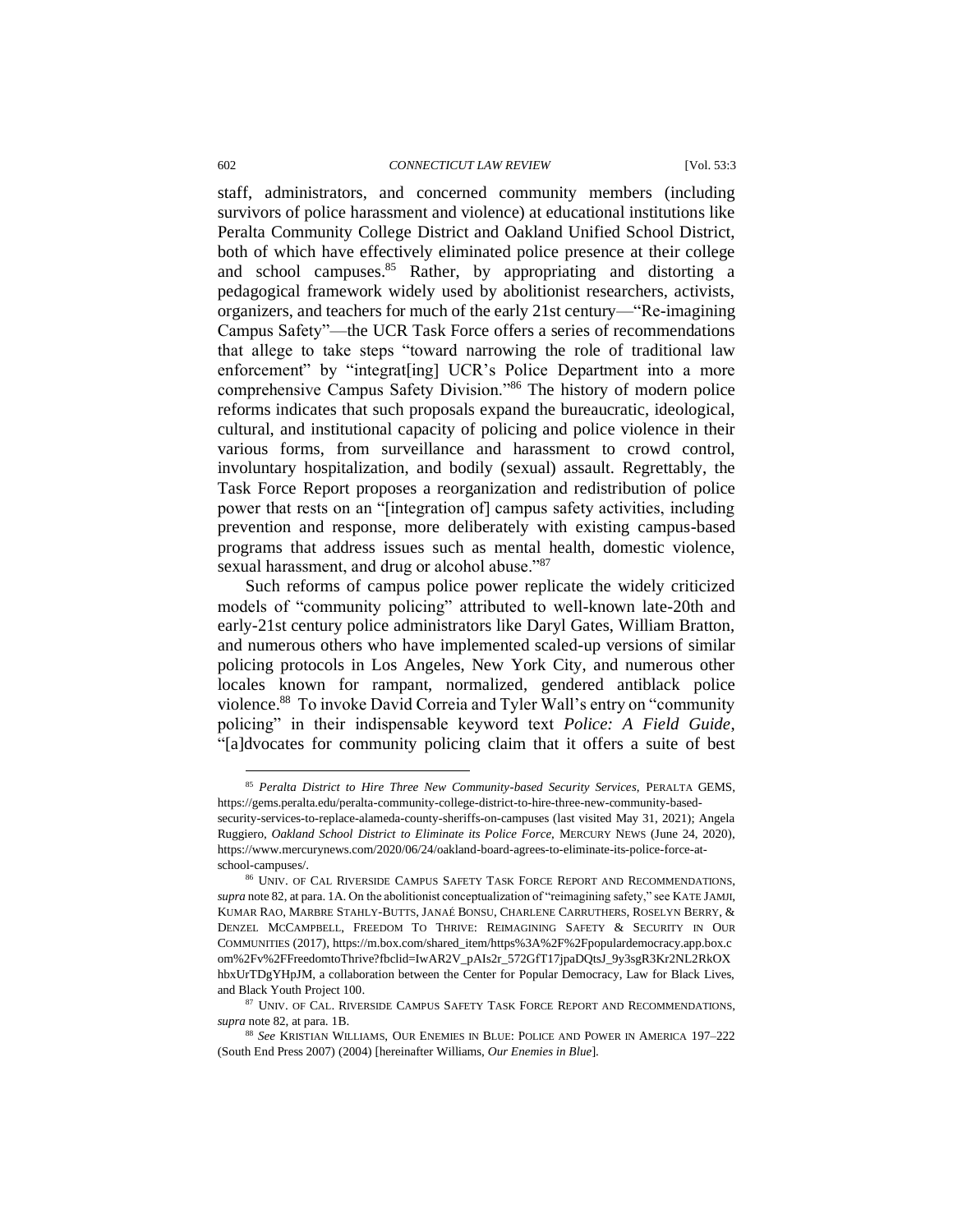staff, administrators, and concerned community members (including survivors of police harassment and violence) at educational institutions like Peralta Community College District and Oakland Unified School District, both of which have effectively eliminated police presence at their college and school campuses.[85] Rather, by appropriating and distorting a pedagogical framework widely used by abolitionist researchers, activists, organizers, and teachers for much of the early 21st century—"Re-imagining Campus Safety"—the UCR Task Force offers a series of recommendations that allege to take steps "toward narrowing the role of traditional law enforcement" by "integrat[ing] UCR's Police Department into a more comprehensive Campus Safety Division."[86] The history of modern police reforms indicates that such proposals expand the bureaucratic, ideological, cultural, and institutional capacity of policing and police violence in their various forms, from surveillance and harassment to crowd control, involuntary hospitalization, and bodily (sexual) assault. Regrettably, the Task Force Report proposes a reorganization and redistribution of police power that rests on an "[integration of] campus safety activities, including prevention and response, more deliberately with existing campus-based programs that address issues such as mental health, domestic violence, sexual harassment, and drug or alcohol abuse."[87]

Such reforms of campus police power replicate the widely criticized models of "community policing" attributed to well-known late-20th and early-21st century police administrators like Daryl Gates, William Bratton, and numerous others who have implemented scaled-up versions of similar policing protocols in Los Angeles, New York City, and numerous other locales known for rampant, normalized, gendered antiblack police violence.[88] To invoke David Correia and Tyler Wall's entry on "community policing" in their indispensable keyword text *Police: A Field Guide*, "[a]dvocates for community policing claim that it offers a suite of best

---

[85] *Peralta District to Hire Three New Community-based Security Services*, PERALTA GEMS, https://gems.peralta.edu/peralta-community-college-district-to-hire-three-new-community-based-security-services-to-replace-alameda-county-sheriffs-on-campuses (last visited May 31, 2021); Angela Ruggiero, *Oakland School District to Eliminate its Police Force*, MERCURY NEWS (June 24, 2020), https://www.mercurynews.com/2020/06/24/oakland-board-agrees-to-eliminate-its-police-force-at-school-campuses/.

[86] UNIV. OF CAL RIVERSIDE CAMPUS SAFETY TASK FORCE REPORT AND RECOMMENDATIONS, *supra* note 82, at para. 1A. On the abolitionist conceptualization of "reimagining safety," see KATE JAMJI, KUMAR RAO, MARBRE STAHLY-BUTTS, JANAÉ BONSU, CHARLENE CARRUTHERS, ROSELYN BERRY, & DENZEL MCCAMPBELL, FREEDOM TO THRIVE: REIMAGINING SAFETY & SECURITY IN OUR COMMUNITIES (2017), https://m.box.com/shared_item/https%3A%2F%2Fpopulardemocracy.app.box.com%2Fv%2FFreedomtoThrive?fbclid=IwAR2V_pAIs2r_572GfT17jpaDQtsJ_9y3sgR3Kr2NL2RkOXhbxUrTDgYHpJM, a collaboration between the Center for Popular Democracy, Law for Black Lives, and Black Youth Project 100.

[87] UNIV. OF CAL. RIVERSIDE CAMPUS SAFETY TASK FORCE REPORT AND RECOMMENDATIONS, *supra* note 82, at para. 1B.

[88] *See* KRISTIAN WILLIAMS, OUR ENEMIES IN BLUE: POLICE AND POWER IN AMERICA 197–222 (South End Press 2007) (2004) [hereinafter Williams, *Our Enemies in Blue*].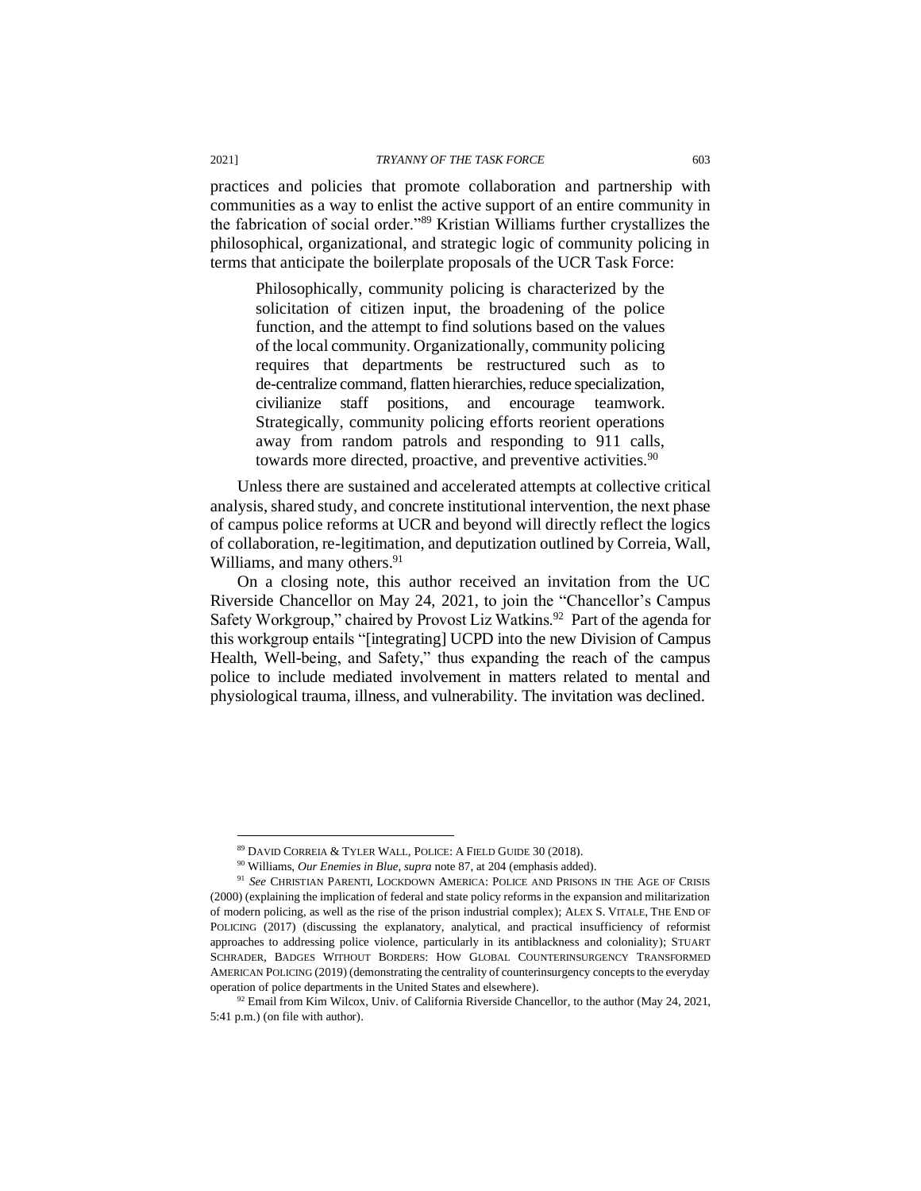practices and policies that promote collaboration and partnership with communities as a way to enlist the active support of an entire community in the fabrication of social order."[89] Kristian Williams further crystallizes the philosophical, organizational, and strategic logic of community policing in terms that anticipate the boilerplate proposals of the UCR Task Force:

> Philosophically, community policing is characterized by the solicitation of citizen input, the broadening of the police function, and the attempt to find solutions based on the values of the local community. Organizationally, community policing requires that departments be restructured such as to de-centralize command, flatten hierarchies, reduce specialization, civilianize staff positions, and encourage teamwork. Strategically, community policing efforts reorient operations away from random patrols and responding to 911 calls, towards more directed, proactive, and preventive activities.[90]

Unless there are sustained and accelerated attempts at collective critical analysis, shared study, and concrete institutional intervention, the next phase of campus police reforms at UCR and beyond will directly reflect the logics of collaboration, re-legitimation, and deputization outlined by Correia, Wall, Williams, and many others.[91]

On a closing note, this author received an invitation from the UC Riverside Chancellor on May 24, 2021, to join the "Chancellor's Campus Safety Workgroup," chaired by Provost Liz Watkins.[92] Part of the agenda for this workgroup entails "[integrating] UCPD into the new Division of Campus Health, Well-being, and Safety," thus expanding the reach of the campus police to include mediated involvement in matters related to mental and physiological trauma, illness, and vulnerability. The invitation was declined.

---

[89] DAVID CORREIA & TYLER WALL, POLICE: A FIELD GUIDE 30 (2018).

[90] Williams, *Our Enemies in Blue*, *supra* note 87, at 204 (emphasis added).

[91] *See* CHRISTIAN PARENTI, LOCKDOWN AMERICA: POLICE AND PRISONS IN THE AGE OF CRISIS (2000) (explaining the implication of federal and state policy reforms in the expansion and militarization of modern policing, as well as the rise of the prison industrial complex); ALEX S. VITALE, THE END OF POLICING (2017) (discussing the explanatory, analytical, and practical insufficiency of reformist approaches to addressing police violence, particularly in its antiblackness and coloniality); STUART SCHRADER, BADGES WITHOUT BORDERS: HOW GLOBAL COUNTERINSURGENCY TRANSFORMED AMERICAN POLICING (2019) (demonstrating the centrality of counterinsurgency concepts to the everyday operation of police departments in the United States and elsewhere).

[92] Email from Kim Wilcox, Univ. of California Riverside Chancellor, to the author (May 24, 2021, 5:41 p.m.) (on file with author).